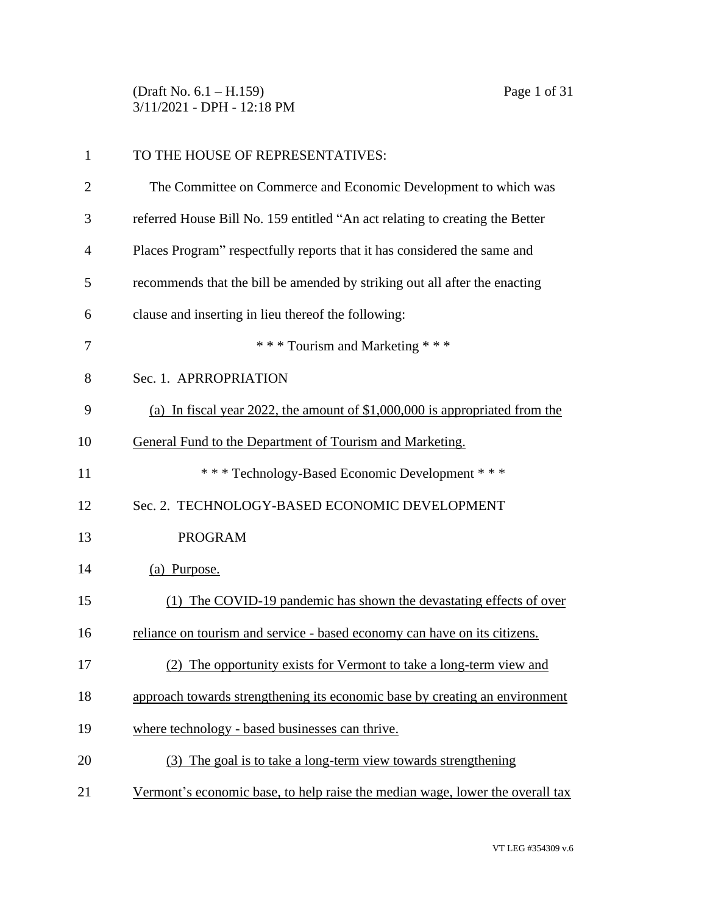TO THE HOUSE OF REPRESENTATIVES:

The Committee on Commerce and Economic Development to which was referred House Bill No. 159 entitled "An act relating to creating the Better Places Program" respectfully reports that it has considered the same and recommends that the bill be amended by striking out all after the enacting clause and inserting in lieu thereof the following:

\* \* \* Tourism and Marketing \* \* \*

Sec. 1. APRROPRIATION

(a) In fiscal year 2022, the amount of $1,000,000 is appropriated from the General Fund to the Department of Tourism and Marketing.

\* \* \* Technology-Based Economic Development \* \* \*

Sec. 2. TECHNOLOGY-BASED ECONOMIC DEVELOPMENT PROGRAM

(a) Purpose.

(1) The COVID-19 pandemic has shown the devastating effects of over reliance on tourism and service - based economy can have on its citizens.

(2) The opportunity exists for Vermont to take a long-term view and approach towards strengthening its economic base by creating an environment where technology - based businesses can thrive.

(3) The goal is to take a long-term view towards strengthening Vermont's economic base, to help raise the median wage, lower the overall tax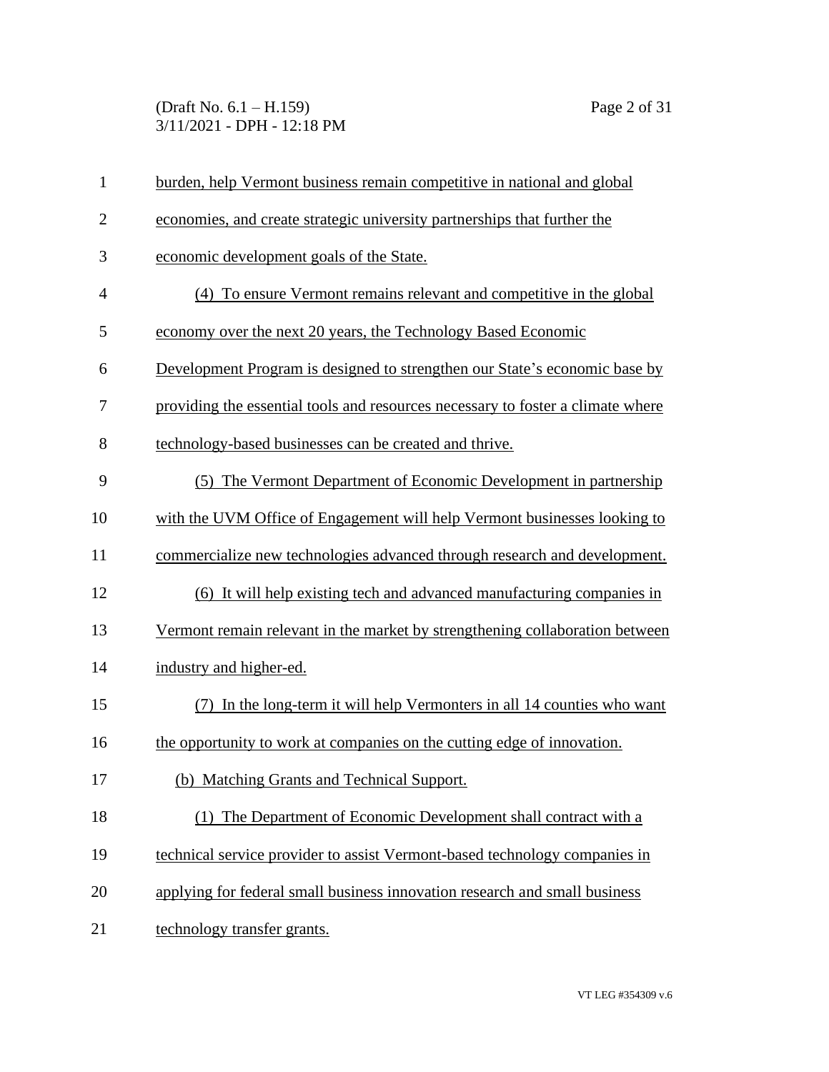burden, help Vermont business remain competitive in national and global economies, and create strategic university partnerships that further the economic development goals of the State.

(4) To ensure Vermont remains relevant and competitive in the global economy over the next 20 years, the Technology Based Economic Development Program is designed to strengthen our State's economic base by providing the essential tools and resources necessary to foster a climate where technology-based businesses can be created and thrive.

(5) The Vermont Department of Economic Development in partnership with the UVM Office of Engagement will help Vermont businesses looking to commercialize new technologies advanced through research and development.

(6) It will help existing tech and advanced manufacturing companies in Vermont remain relevant in the market by strengthening collaboration between industry and higher-ed.

(7) In the long-term it will help Vermonters in all 14 counties who want the opportunity to work at companies on the cutting edge of innovation.

(b) Matching Grants and Technical Support.

(1) The Department of Economic Development shall contract with a technical service provider to assist Vermont-based technology companies in applying for federal small business innovation research and small business technology transfer grants.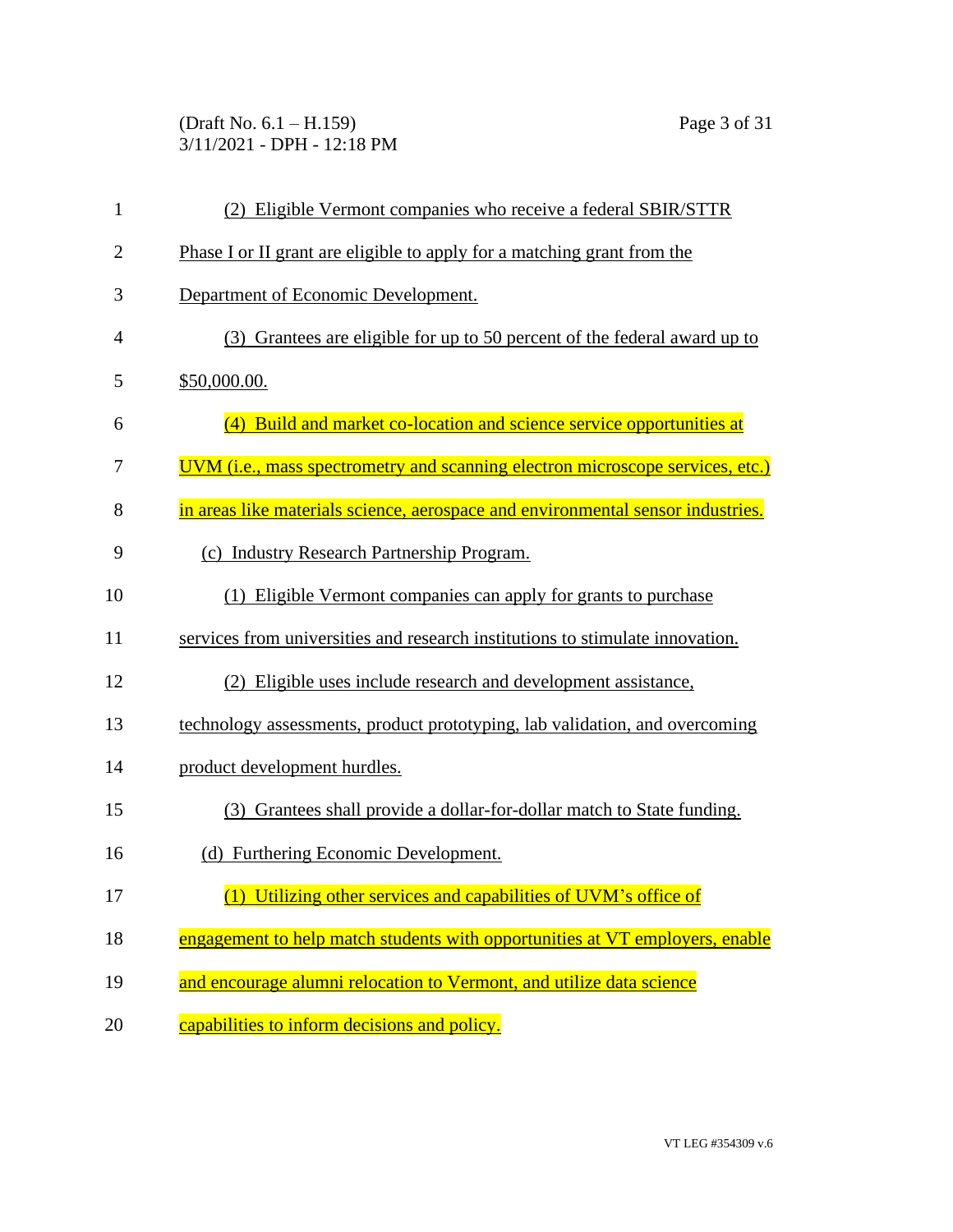(2) Eligible Vermont companies who receive a federal SBIR/STTR Phase I or II grant are eligible to apply for a matching grant from the Department of Economic Development.

(3) Grantees are eligible for up to 50 percent of the federal award up to $50,000.00.

(4) Build and market co-location and science service opportunities at UVM (i.e., mass spectrometry and scanning electron microscope services, etc.) in areas like materials science, aerospace and environmental sensor industries.

(c) Industry Research Partnership Program.

(1) Eligible Vermont companies can apply for grants to purchase services from universities and research institutions to stimulate innovation.

(2) Eligible uses include research and development assistance, technology assessments, product prototyping, lab validation, and overcoming product development hurdles.

(3) Grantees shall provide a dollar-for-dollar match to State funding.

(d) Furthering Economic Development.

(1) Utilizing other services and capabilities of UVM's office of engagement to help match students with opportunities at VT employers, enable and encourage alumni relocation to Vermont, and utilize data science capabilities to inform decisions and policy.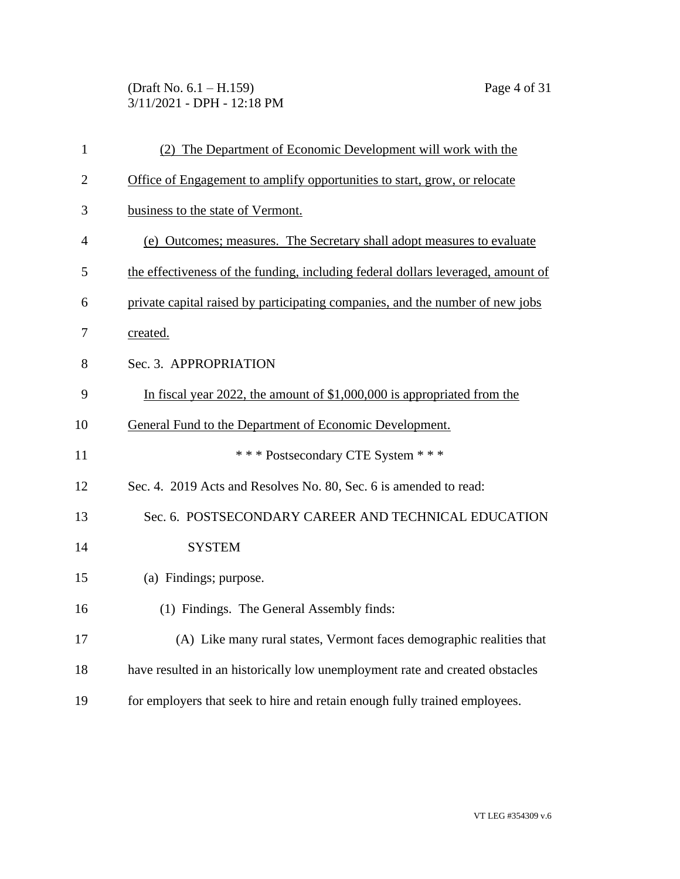(2) The Department of Economic Development will work with the Office of Engagement to amplify opportunities to start, grow, or relocate business to the state of Vermont.

(e) Outcomes; measures. The Secretary shall adopt measures to evaluate the effectiveness of the funding, including federal dollars leveraged, amount of private capital raised by participating companies, and the number of new jobs created.

Sec. 3. APPROPRIATION

In fiscal year 2022, the amount of $1,000,000 is appropriated from the General Fund to the Department of Economic Development.

\* \* \* Postsecondary CTE System \* \* \*

Sec. 4. 2019 Acts and Resolves No. 80, Sec. 6 is amended to read:

Sec. 6. POSTSECONDARY CAREER AND TECHNICAL EDUCATION SYSTEM

(a) Findings; purpose.

(1) Findings. The General Assembly finds:

(A) Like many rural states, Vermont faces demographic realities that have resulted in an historically low unemployment rate and created obstacles for employers that seek to hire and retain enough fully trained employees.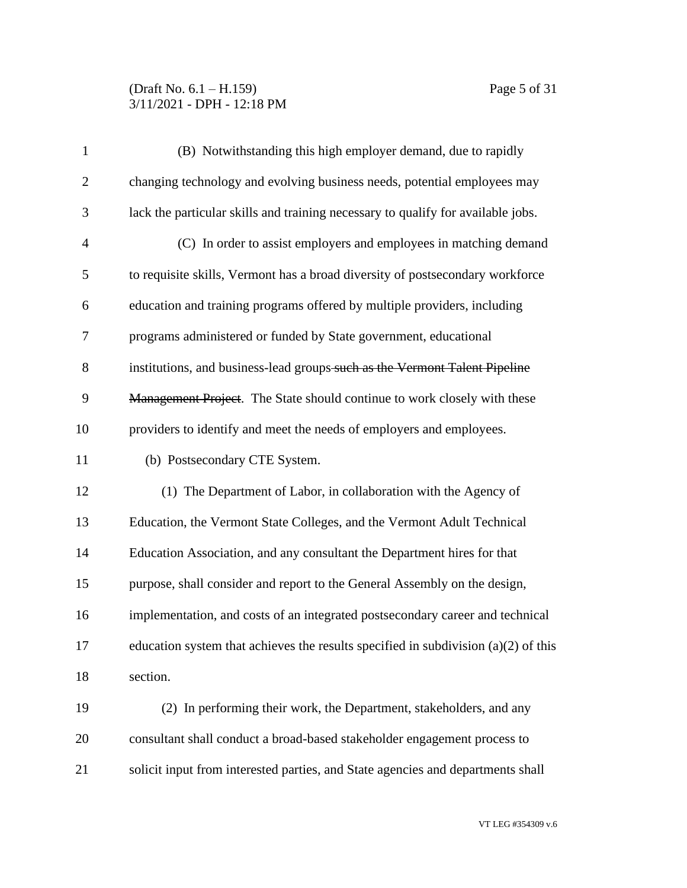(B) Notwithstanding this high employer demand, due to rapidly changing technology and evolving business needs, potential employees may lack the particular skills and training necessary to qualify for available jobs.

(C) In order to assist employers and employees in matching demand to requisite skills, Vermont has a broad diversity of postsecondary workforce education and training programs offered by multiple providers, including programs administered or funded by State government, educational institutions, and business-lead groups ~~such as the Vermont Talent Pipeline Management Project~~. The State should continue to work closely with these providers to identify and meet the needs of employers and employees.

(b) Postsecondary CTE System.

(1) The Department of Labor, in collaboration with the Agency of Education, the Vermont State Colleges, and the Vermont Adult Technical Education Association, and any consultant the Department hires for that purpose, shall consider and report to the General Assembly on the design, implementation, and costs of an integrated postsecondary career and technical education system that achieves the results specified in subdivision (a)(2) of this section.

(2) In performing their work, the Department, stakeholders, and any consultant shall conduct a broad-based stakeholder engagement process to solicit input from interested parties, and State agencies and departments shall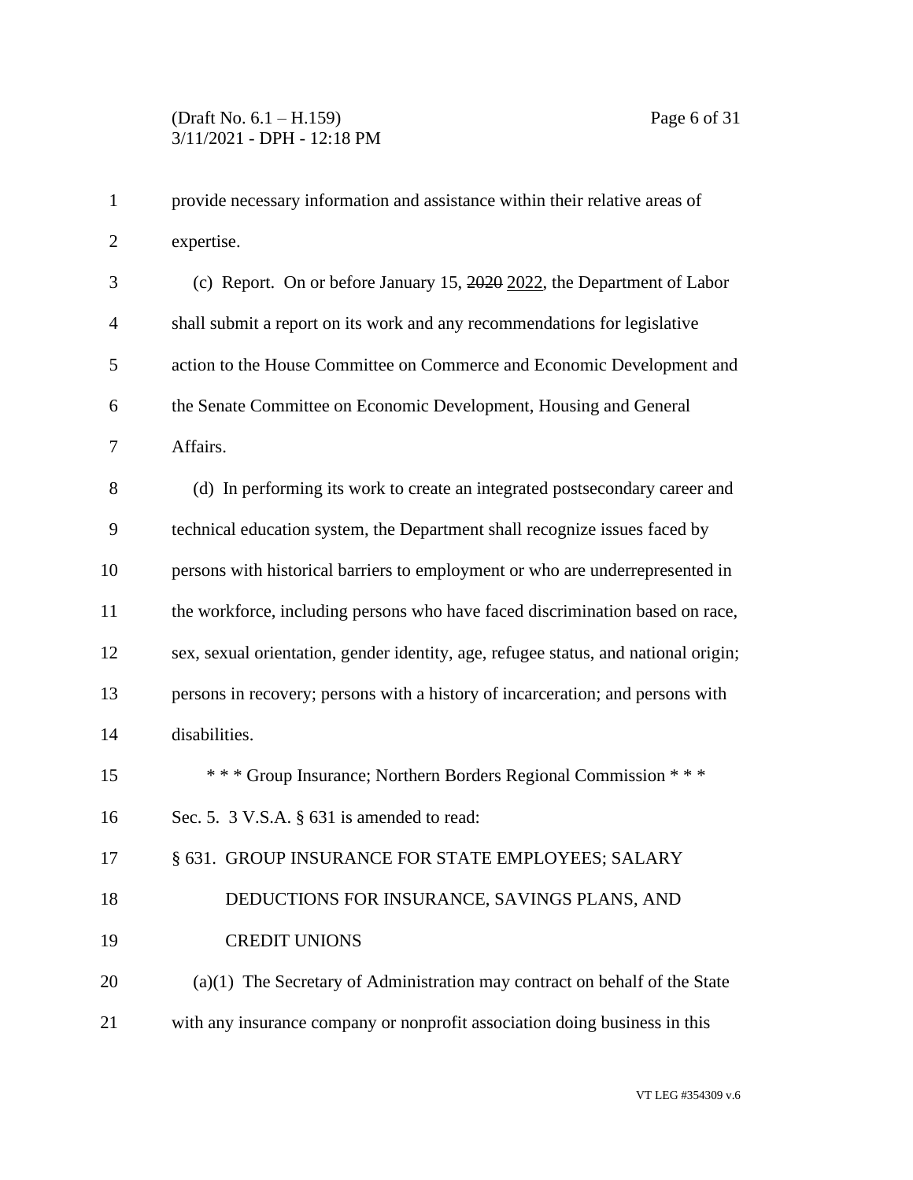provide necessary information and assistance within their relative areas of expertise.

(c) Report. On or before January 15, ~~2020~~ 2022, the Department of Labor shall submit a report on its work and any recommendations for legislative action to the House Committee on Commerce and Economic Development and the Senate Committee on Economic Development, Housing and General Affairs.

(d) In performing its work to create an integrated postsecondary career and technical education system, the Department shall recognize issues faced by persons with historical barriers to employment or who are underrepresented in the workforce, including persons who have faced discrimination based on race, sex, sexual orientation, gender identity, age, refugee status, and national origin; persons in recovery; persons with a history of incarceration; and persons with disabilities.

\* \* \* Group Insurance; Northern Borders Regional Commission \* \* \*

Sec. 5. 3 V.S.A. § 631 is amended to read:

§ 631. GROUP INSURANCE FOR STATE EMPLOYEES; SALARY DEDUCTIONS FOR INSURANCE, SAVINGS PLANS, AND CREDIT UNIONS

(a)(1) The Secretary of Administration may contract on behalf of the State with any insurance company or nonprofit association doing business in this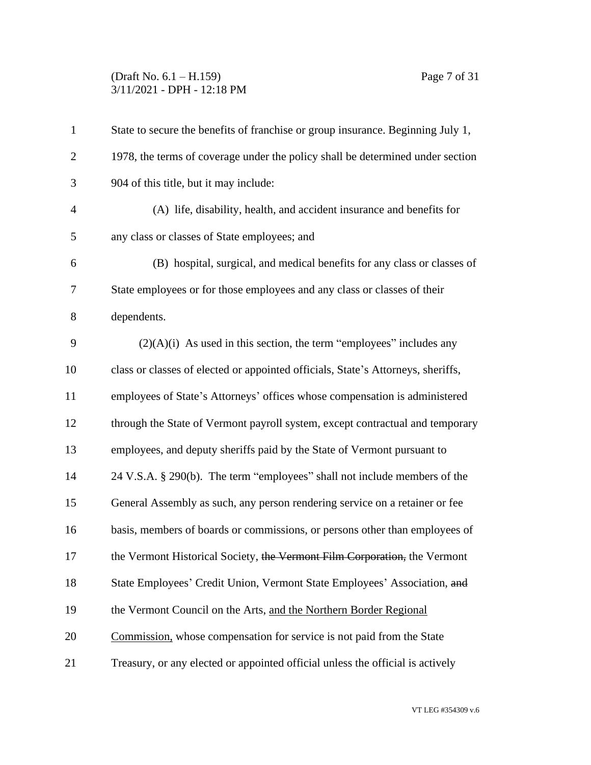State to secure the benefits of franchise or group insurance. Beginning July 1, 1978, the terms of coverage under the policy shall be determined under section 904 of this title, but it may include:

(A) life, disability, health, and accident insurance and benefits for any class or classes of State employees; and

(B) hospital, surgical, and medical benefits for any class or classes of State employees or for those employees and any class or classes of their dependents.

(2)(A)(i) As used in this section, the term "employees" includes any class or classes of elected or appointed officials, State's Attorneys, sheriffs, employees of State's Attorneys' offices whose compensation is administered through the State of Vermont payroll system, except contractual and temporary employees, and deputy sheriffs paid by the State of Vermont pursuant to 24 V.S.A. § 290(b). The term "employees" shall not include members of the General Assembly as such, any person rendering service on a retainer or fee basis, members of boards or commissions, or persons other than employees of the Vermont Historical Society, ~~the Vermont Film Corporation,~~ the Vermont State Employees' Credit Union, Vermont State Employees' Association, ~~and~~ the Vermont Council on the Arts, <u>and the Northern Border Regional Commission,</u> whose compensation for service is not paid from the State Treasury, or any elected or appointed official unless the official is actively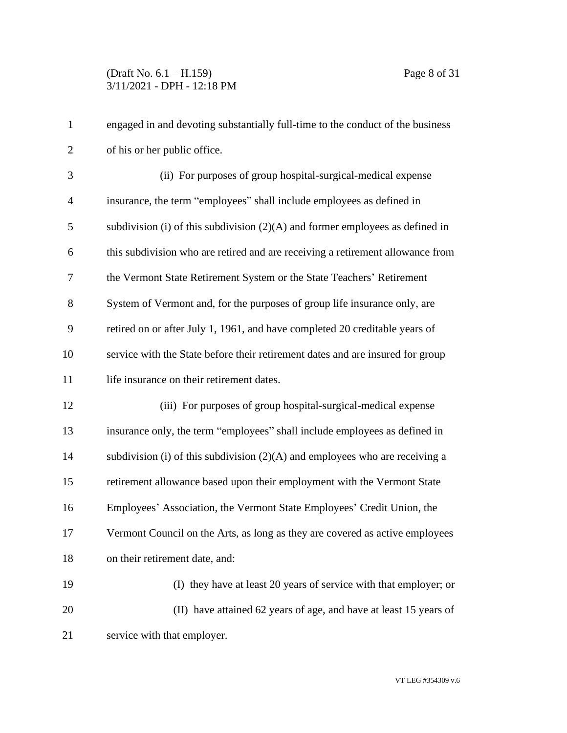engaged in and devoting substantially full-time to the conduct of the business of his or her public office.

(ii) For purposes of group hospital-surgical-medical expense insurance, the term "employees" shall include employees as defined in subdivision (i) of this subdivision (2)(A) and former employees as defined in this subdivision who are retired and are receiving a retirement allowance from the Vermont State Retirement System or the State Teachers' Retirement System of Vermont and, for the purposes of group life insurance only, are retired on or after July 1, 1961, and have completed 20 creditable years of service with the State before their retirement dates and are insured for group life insurance on their retirement dates.

(iii) For purposes of group hospital-surgical-medical expense insurance only, the term "employees" shall include employees as defined in subdivision (i) of this subdivision (2)(A) and employees who are receiving a retirement allowance based upon their employment with the Vermont State Employees' Association, the Vermont State Employees' Credit Union, the Vermont Council on the Arts, as long as they are covered as active employees on their retirement date, and:

(I) they have at least 20 years of service with that employer; or

(II) have attained 62 years of age, and have at least 15 years of service with that employer.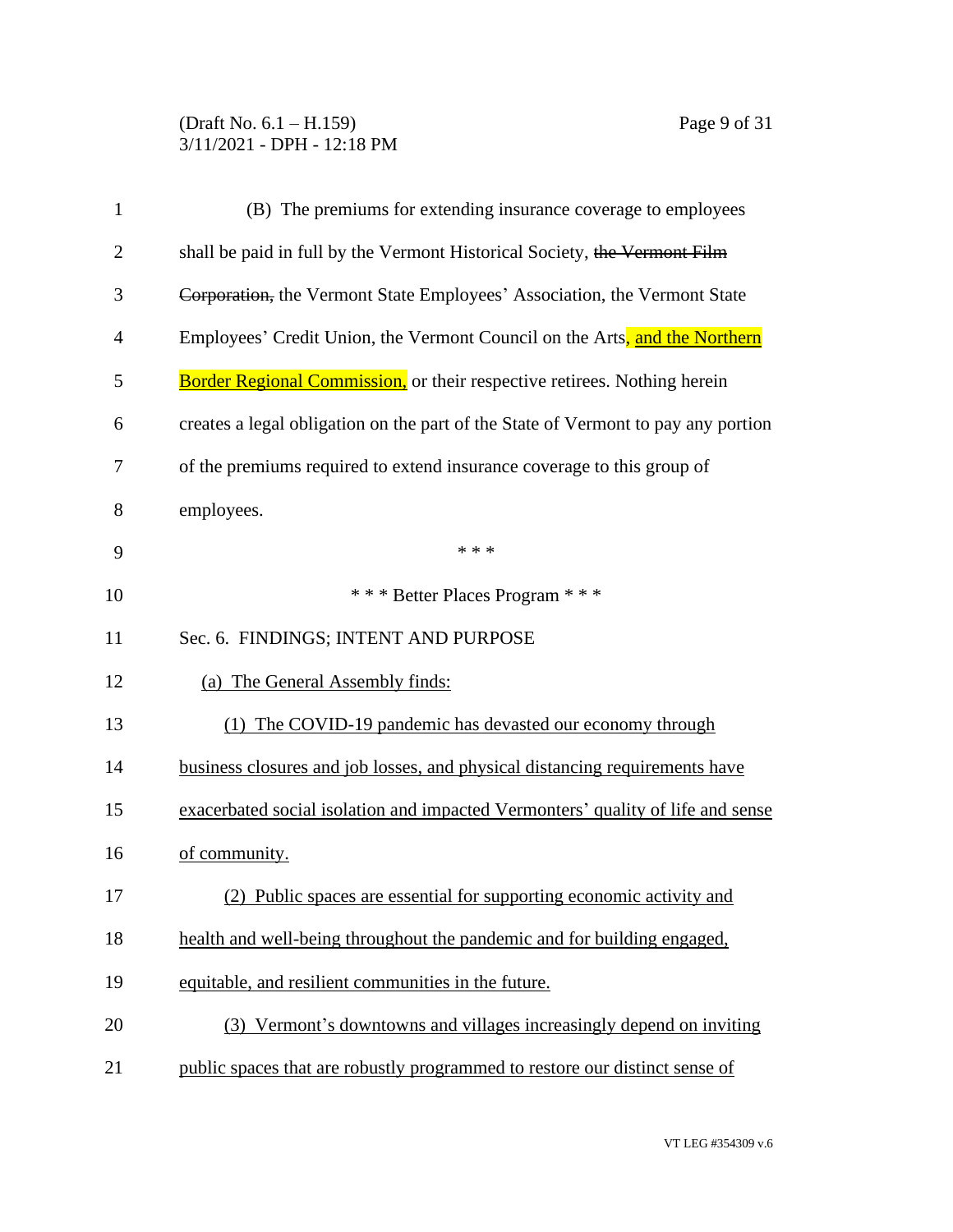(B) The premiums for extending insurance coverage to employees shall be paid in full by the Vermont Historical Society, ~~the Vermont Film Corporation,~~ the Vermont State Employees' Association, the Vermont State Employees' Credit Union, the Vermont Council on the Arts, and the Northern Border Regional Commission, or their respective retirees. Nothing herein creates a legal obligation on the part of the State of Vermont to pay any portion of the premiums required to extend insurance coverage to this group of employees.

\* \* \*

\* \* \* Better Places Program \* \* \*

Sec. 6. FINDINGS; INTENT AND PURPOSE

(a) The General Assembly finds:

(1) The COVID-19 pandemic has devasted our economy through business closures and job losses, and physical distancing requirements have exacerbated social isolation and impacted Vermonters' quality of life and sense of community.

(2) Public spaces are essential for supporting economic activity and health and well-being throughout the pandemic and for building engaged, equitable, and resilient communities in the future.

(3) Vermont's downtowns and villages increasingly depend on inviting public spaces that are robustly programmed to restore our distinct sense of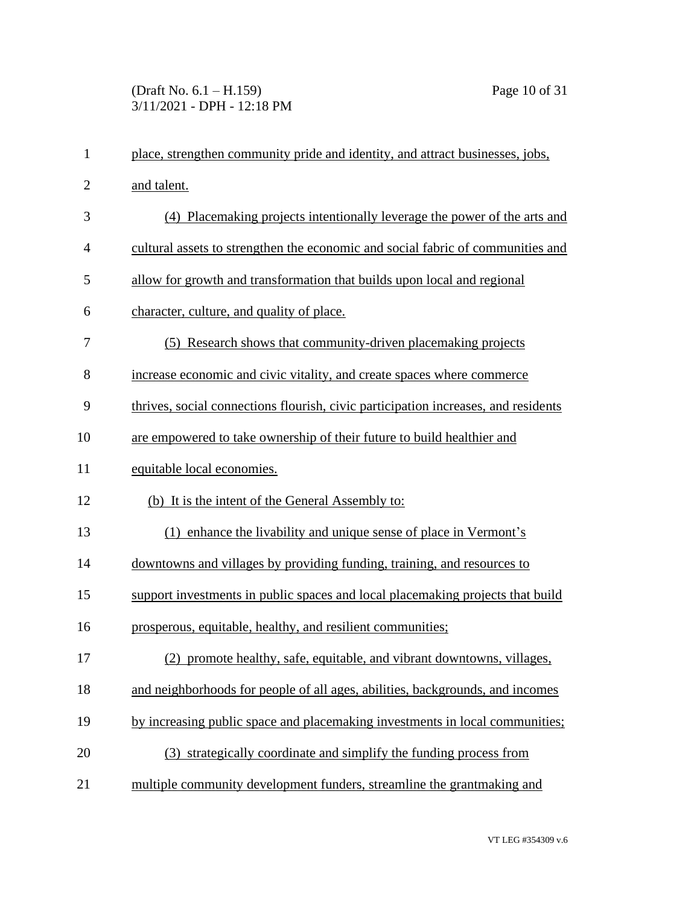place, strengthen community pride and identity, and attract businesses, jobs, and talent.

(4) Placemaking projects intentionally leverage the power of the arts and cultural assets to strengthen the economic and social fabric of communities and allow for growth and transformation that builds upon local and regional character, culture, and quality of place.

(5) Research shows that community-driven placemaking projects increase economic and civic vitality, and create spaces where commerce thrives, social connections flourish, civic participation increases, and residents are empowered to take ownership of their future to build healthier and equitable local economies.

(b) It is the intent of the General Assembly to:

(1) enhance the livability and unique sense of place in Vermont's downtowns and villages by providing funding, training, and resources to support investments in public spaces and local placemaking projects that build prosperous, equitable, healthy, and resilient communities;

(2) promote healthy, safe, equitable, and vibrant downtowns, villages, and neighborhoods for people of all ages, abilities, backgrounds, and incomes by increasing public space and placemaking investments in local communities;

(3) strategically coordinate and simplify the funding process from multiple community development funders, streamline the grantmaking and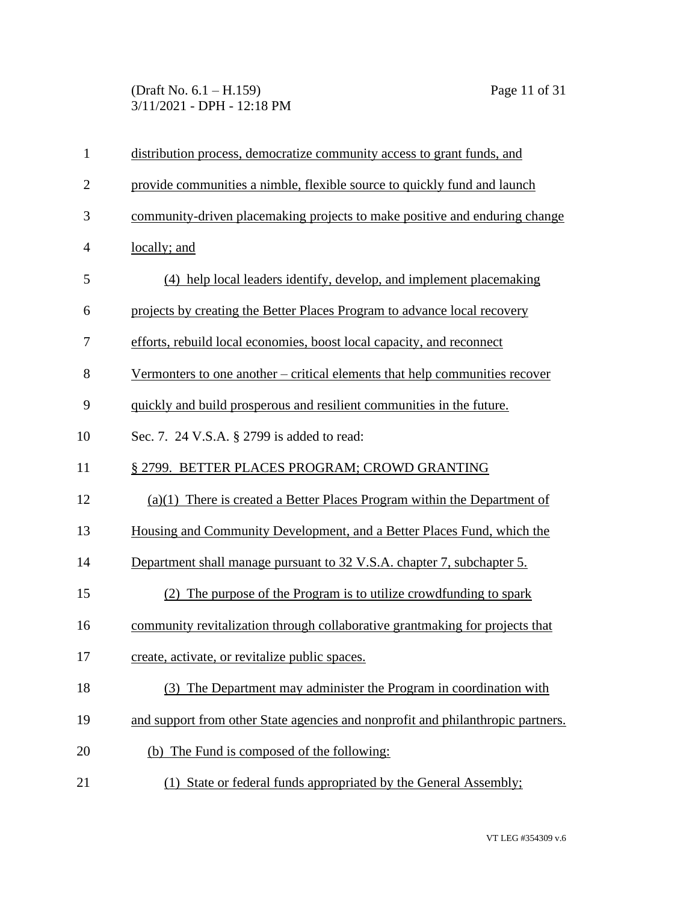distribution process, democratize community access to grant funds, and provide communities a nimble, flexible source to quickly fund and launch community-driven placemaking projects to make positive and enduring change locally; and

(4) help local leaders identify, develop, and implement placemaking projects by creating the Better Places Program to advance local recovery efforts, rebuild local economies, boost local capacity, and reconnect Vermonters to one another – critical elements that help communities recover quickly and build prosperous and resilient communities in the future.

Sec. 7. 24 V.S.A. § 2799 is added to read:

§ 2799. BETTER PLACES PROGRAM; CROWD GRANTING

(a)(1) There is created a Better Places Program within the Department of Housing and Community Development, and a Better Places Fund, which the Department shall manage pursuant to 32 V.S.A. chapter 7, subchapter 5.

(2) The purpose of the Program is to utilize crowdfunding to spark community revitalization through collaborative grantmaking for projects that create, activate, or revitalize public spaces.

(3) The Department may administer the Program in coordination with and support from other State agencies and nonprofit and philanthropic partners.

(b) The Fund is composed of the following:

(1) State or federal funds appropriated by the General Assembly;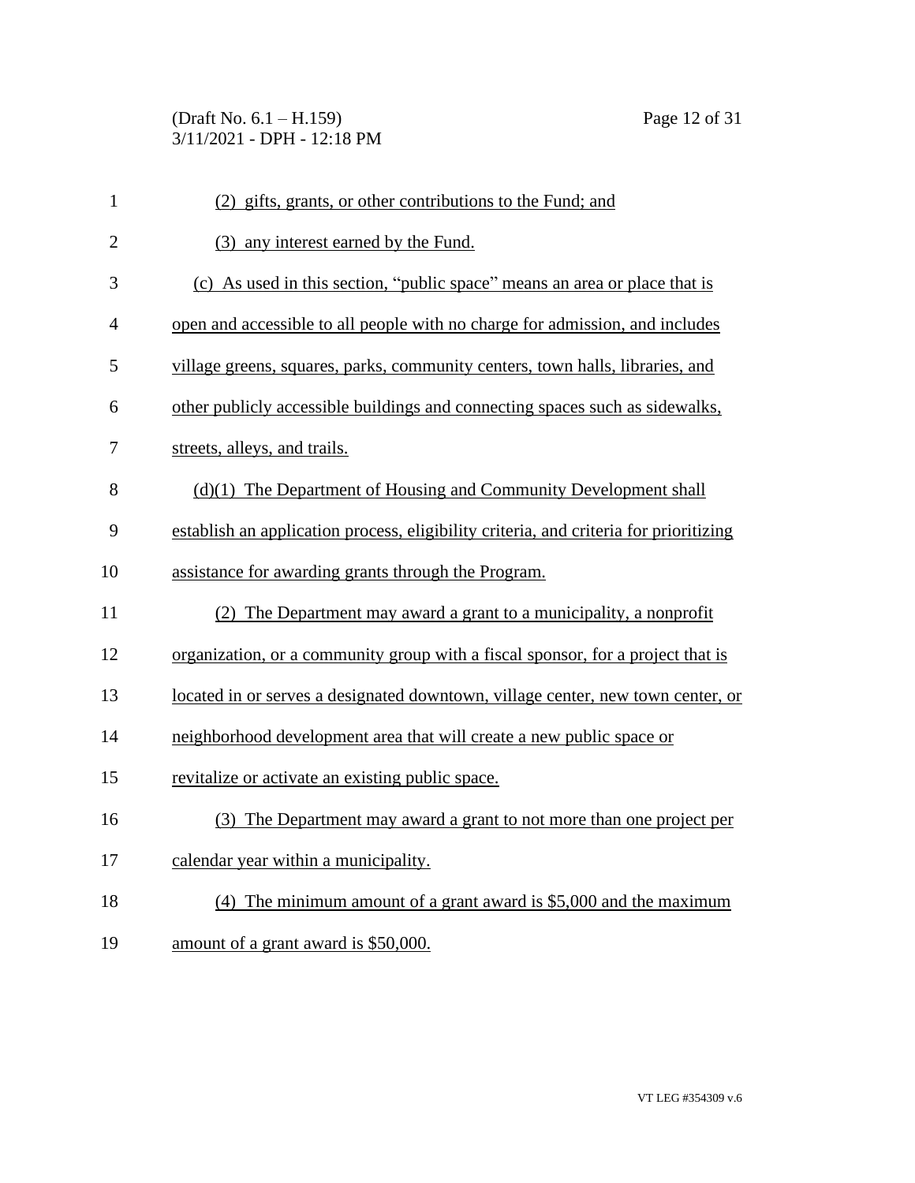(2) gifts, grants, or other contributions to the Fund; and

(3) any interest earned by the Fund.

(c) As used in this section, "public space" means an area or place that is open and accessible to all people with no charge for admission, and includes village greens, squares, parks, community centers, town halls, libraries, and other publicly accessible buildings and connecting spaces such as sidewalks, streets, alleys, and trails.

(d)(1) The Department of Housing and Community Development shall establish an application process, eligibility criteria, and criteria for prioritizing assistance for awarding grants through the Program.

(2) The Department may award a grant to a municipality, a nonprofit organization, or a community group with a fiscal sponsor, for a project that is located in or serves a designated downtown, village center, new town center, or neighborhood development area that will create a new public space or revitalize or activate an existing public space.

(3) The Department may award a grant to not more than one project per calendar year within a municipality.

(4) The minimum amount of a grant award is $5,000 and the maximum amount of a grant award is $50,000.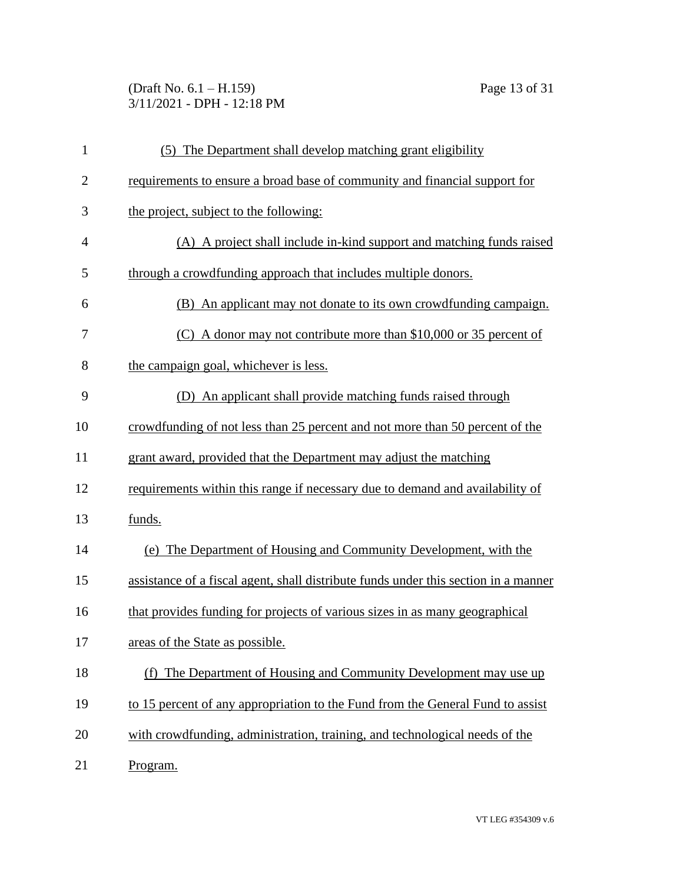(5) The Department shall develop matching grant eligibility requirements to ensure a broad base of community and financial support for the project, subject to the following:

(A) A project shall include in-kind support and matching funds raised through a crowdfunding approach that includes multiple donors.

(B) An applicant may not donate to its own crowdfunding campaign.

(C) A donor may not contribute more than $10,000 or 35 percent of the campaign goal, whichever is less.

(D) An applicant shall provide matching funds raised through crowdfunding of not less than 25 percent and not more than 50 percent of the grant award, provided that the Department may adjust the matching requirements within this range if necessary due to demand and availability of funds.

(e) The Department of Housing and Community Development, with the assistance of a fiscal agent, shall distribute funds under this section in a manner that provides funding for projects of various sizes in as many geographical areas of the State as possible.

(f) The Department of Housing and Community Development may use up to 15 percent of any appropriation to the Fund from the General Fund to assist with crowdfunding, administration, training, and technological needs of the Program.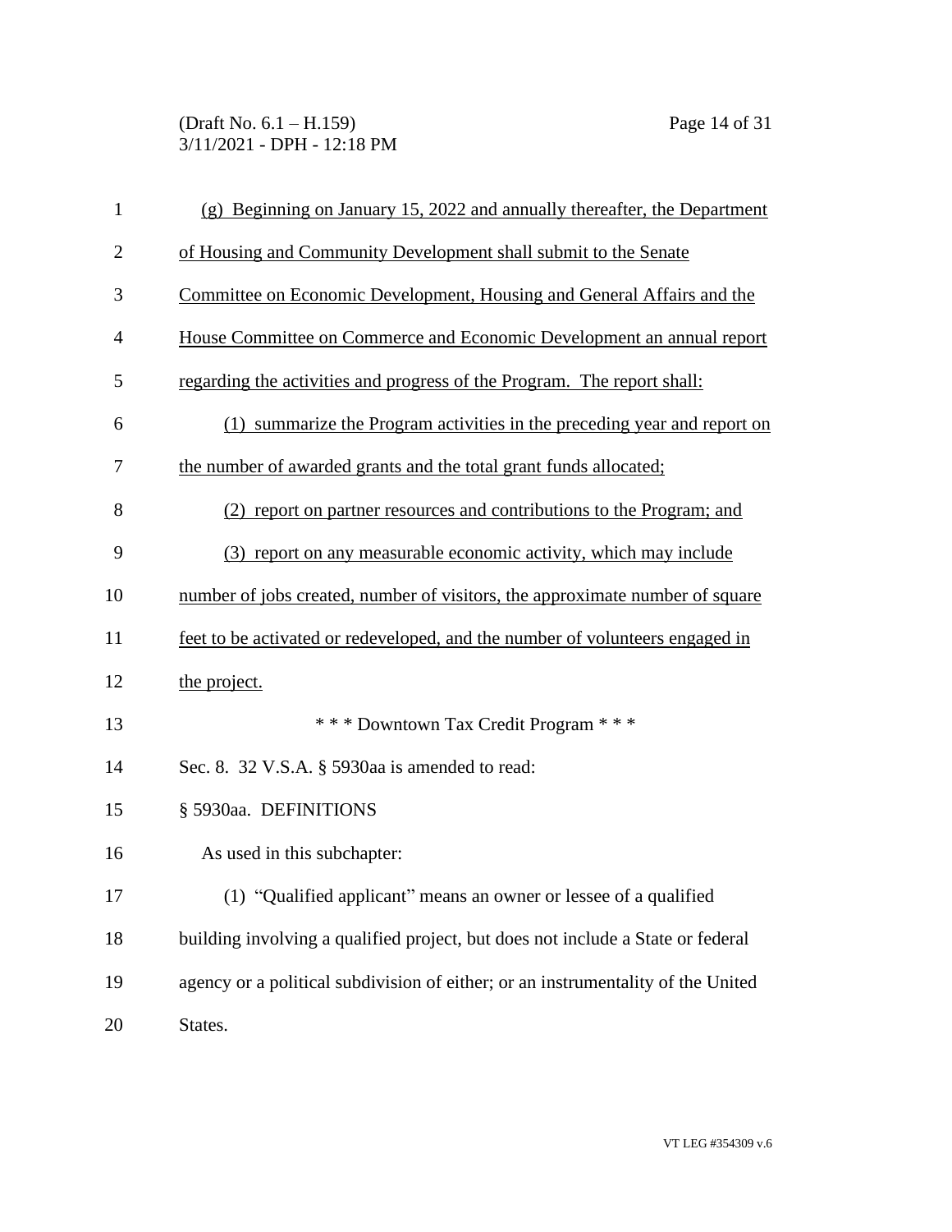(g) Beginning on January 15, 2022 and annually thereafter, the Department of Housing and Community Development shall submit to the Senate Committee on Economic Development, Housing and General Affairs and the House Committee on Commerce and Economic Development an annual report regarding the activities and progress of the Program. The report shall:

(1) summarize the Program activities in the preceding year and report on the number of awarded grants and the total grant funds allocated;

(2) report on partner resources and contributions to the Program; and

(3) report on any measurable economic activity, which may include number of jobs created, number of visitors, the approximate number of square feet to be activated or redeveloped, and the number of volunteers engaged in the project.

\* \* \* Downtown Tax Credit Program \* \* \*

Sec. 8. 32 V.S.A. § 5930aa is amended to read:

§ 5930aa. DEFINITIONS

As used in this subchapter:

(1) "Qualified applicant" means an owner or lessee of a qualified building involving a qualified project, but does not include a State or federal agency or a political subdivision of either; or an instrumentality of the United States.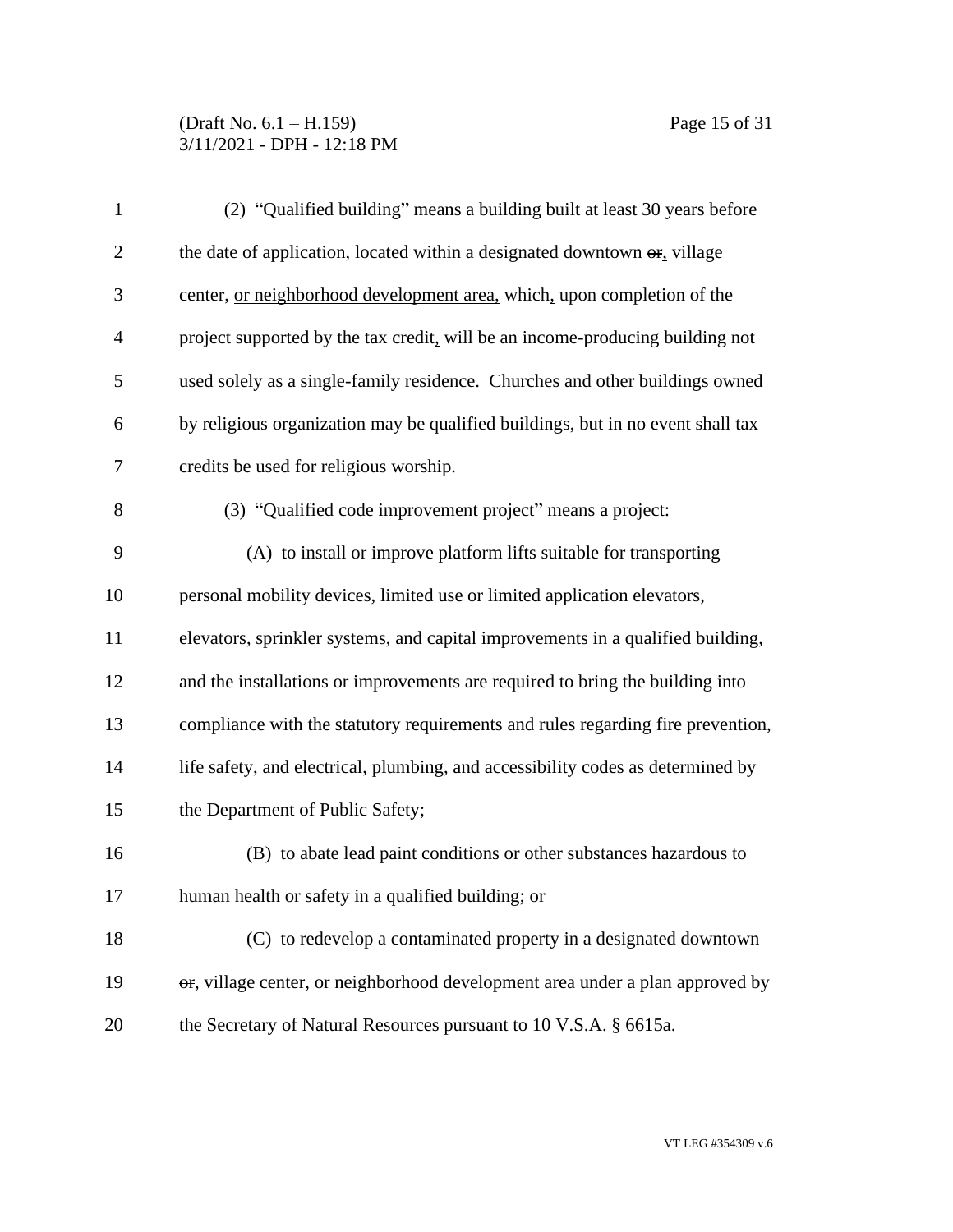(2) "Qualified building" means a building built at least 30 years before the date of application, located within a designated downtown ~~or~~, village center, <u>or neighborhood development area,</u> which, upon completion of the project supported by the tax credit, will be an income-producing building not used solely as a single-family residence. Churches and other buildings owned by religious organization may be qualified buildings, but in no event shall tax credits be used for religious worship.

(3) "Qualified code improvement project" means a project:

(A) to install or improve platform lifts suitable for transporting personal mobility devices, limited use or limited application elevators, elevators, sprinkler systems, and capital improvements in a qualified building, and the installations or improvements are required to bring the building into compliance with the statutory requirements and rules regarding fire prevention, life safety, and electrical, plumbing, and accessibility codes as determined by the Department of Public Safety;

(B) to abate lead paint conditions or other substances hazardous to human health or safety in a qualified building; or

(C) to redevelop a contaminated property in a designated downtown ~~or~~, village center<u>, or neighborhood development area</u> under a plan approved by the Secretary of Natural Resources pursuant to 10 V.S.A. § 6615a.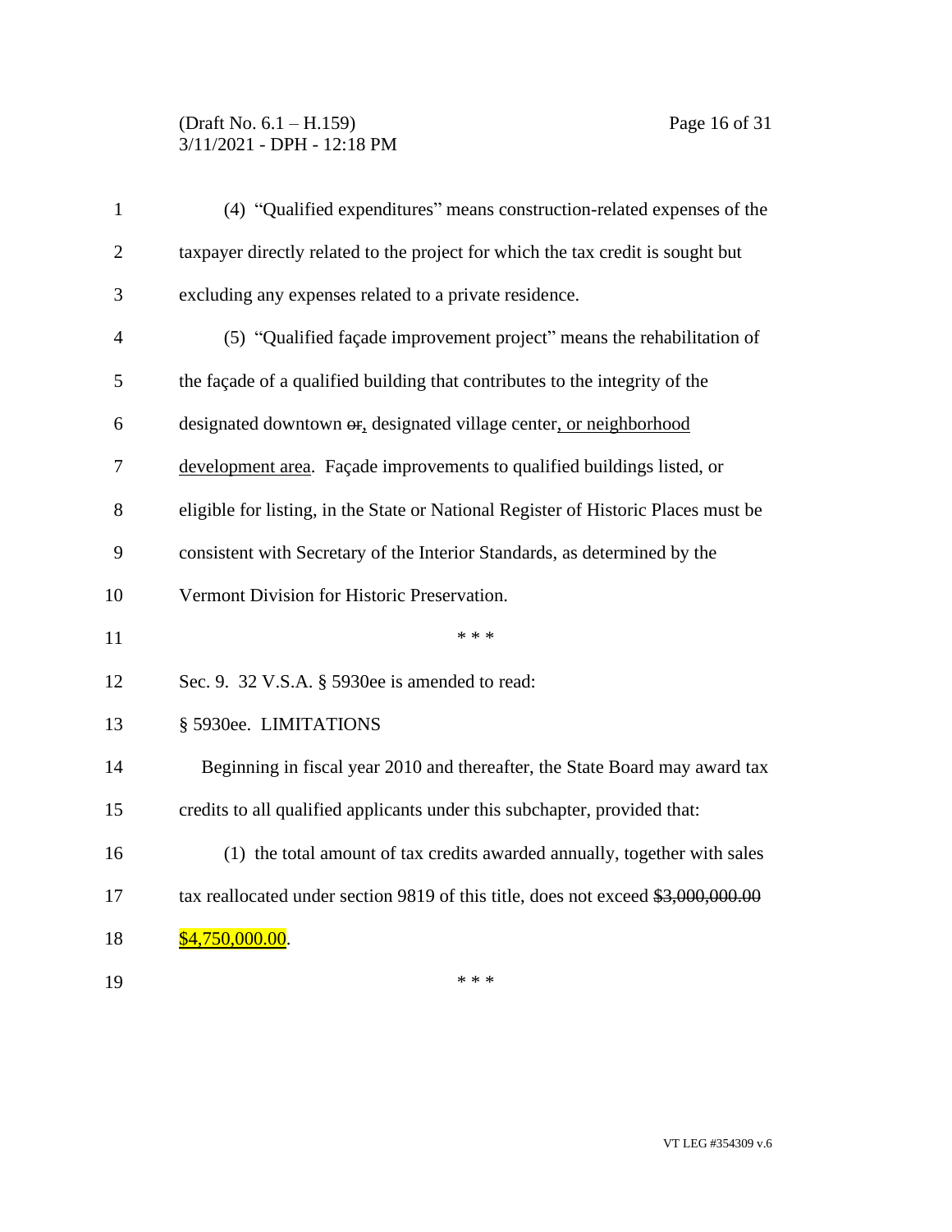(4) "Qualified expenditures" means construction-related expenses of the taxpayer directly related to the project for which the tax credit is sought but excluding any expenses related to a private residence.

(5) "Qualified façade improvement project" means the rehabilitation of the façade of a qualified building that contributes to the integrity of the designated downtown ~~or~~, designated village center, or neighborhood development area. Façade improvements to qualified buildings listed, or eligible for listing, in the State or National Register of Historic Places must be consistent with Secretary of the Interior Standards, as determined by the Vermont Division for Historic Preservation.

\* \* \*

Sec. 9. 32 V.S.A. § 5930ee is amended to read:

§ 5930ee. LIMITATIONS

Beginning in fiscal year 2010 and thereafter, the State Board may award tax credits to all qualified applicants under this subchapter, provided that:

(1) the total amount of tax credits awarded annually, together with sales tax reallocated under section 9819 of this title, does not exceed ~~$3,000,000.00~~ $4,750,000.00.

\* \* \*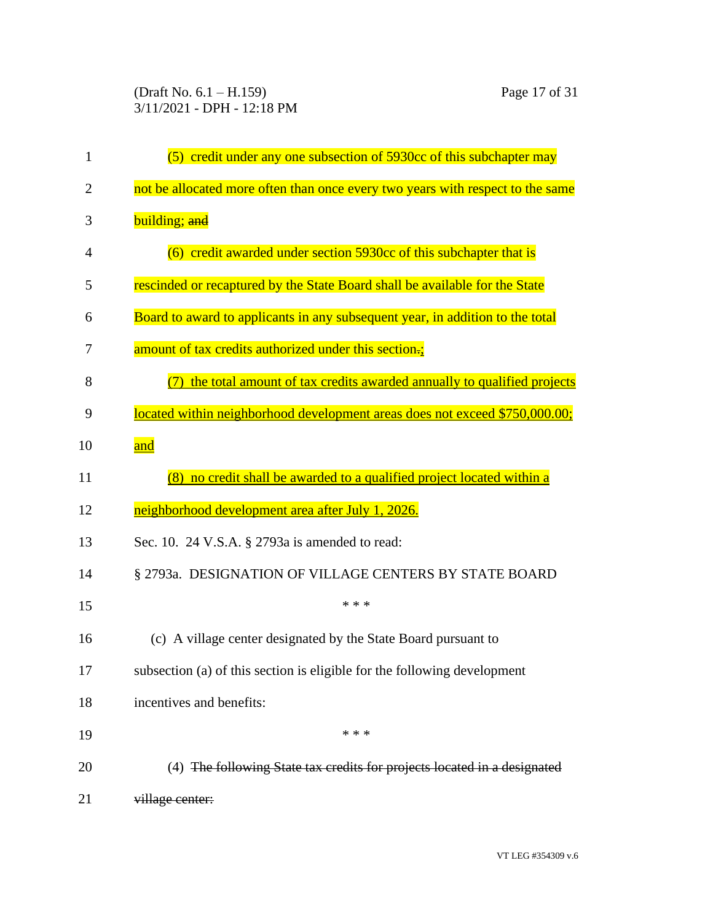(5) credit under any one subsection of 5930cc of this subchapter may not be allocated more often than once every two years with respect to the same building; ~~and~~

(6) credit awarded under section 5930cc of this subchapter that is rescinded or recaptured by the State Board shall be available for the State Board to award to applicants in any subsequent year, in addition to the total amount of tax credits authorized under this section~~.~~;

(7) the total amount of tax credits awarded annually to qualified projects located within neighborhood development areas does not exceed $750,000.00; and

(8) no credit shall be awarded to a qualified project located within a neighborhood development area after July 1, 2026.

Sec. 10. 24 V.S.A. § 2793a is amended to read:

§ 2793a. DESIGNATION OF VILLAGE CENTERS BY STATE BOARD

\* \* \*

(c) A village center designated by the State Board pursuant to subsection (a) of this section is eligible for the following development incentives and benefits:

\* \* \*

(4) ~~The following State tax credits for projects located in a designated village center:~~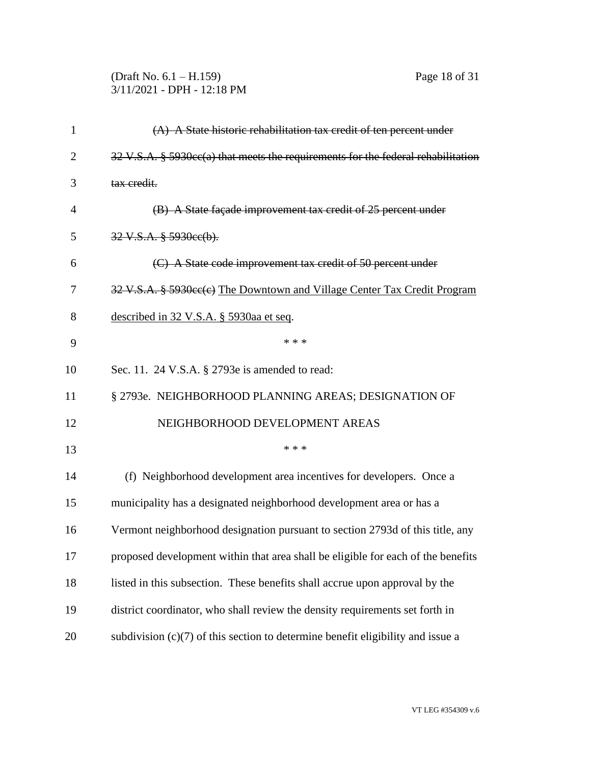~~(A) A State historic rehabilitation tax credit of ten percent under 32 V.S.A. § 5930cc(a) that meets the requirements for the federal rehabilitation tax credit.~~

~~(B) A State façade improvement tax credit of 25 percent under 32 V.S.A. § 5930cc(b).~~

~~(C) A State code improvement tax credit of 50 percent under 32 V.S.A. § 5930cc(c)~~ The Downtown and Village Center Tax Credit Program described in 32 V.S.A. § 5930aa et seq.

\* \* \*

Sec. 11. 24 V.S.A. § 2793e is amended to read:

§ 2793e. NEIGHBORHOOD PLANNING AREAS; DESIGNATION OF NEIGHBORHOOD DEVELOPMENT AREAS

\* \* \*

(f) Neighborhood development area incentives for developers. Once a municipality has a designated neighborhood development area or has a Vermont neighborhood designation pursuant to section 2793d of this title, any proposed development within that area shall be eligible for each of the benefits listed in this subsection. These benefits shall accrue upon approval by the district coordinator, who shall review the density requirements set forth in subdivision (c)(7) of this section to determine benefit eligibility and issue a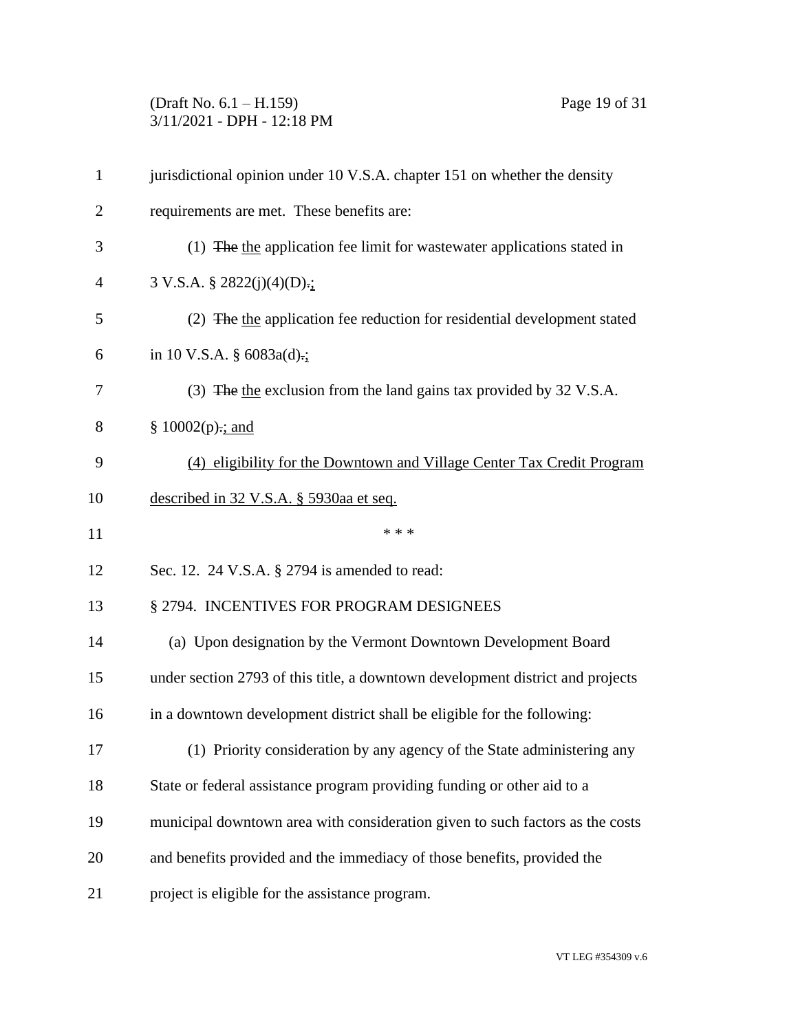jurisdictional opinion under 10 V.S.A. chapter 151 on whether the density requirements are met. These benefits are:

(1) ~~The~~ the application fee limit for wastewater applications stated in 3 V.S.A. § 2822(j)(4)(D)~~.~~;

(2) ~~The~~ the application fee reduction for residential development stated in 10 V.S.A. § 6083a(d)~~.~~;

(3) ~~The~~ the exclusion from the land gains tax provided by 32 V.S.A. § 10002(p)~~.~~; and

(4) eligibility for the Downtown and Village Center Tax Credit Program described in 32 V.S.A. § 5930aa et seq.

\* \* \*

Sec. 12. 24 V.S.A. § 2794 is amended to read:

§ 2794. INCENTIVES FOR PROGRAM DESIGNEES

(a) Upon designation by the Vermont Downtown Development Board under section 2793 of this title, a downtown development district and projects in a downtown development district shall be eligible for the following:

(1) Priority consideration by any agency of the State administering any State or federal assistance program providing funding or other aid to a municipal downtown area with consideration given to such factors as the costs and benefits provided and the immediacy of those benefits, provided the project is eligible for the assistance program.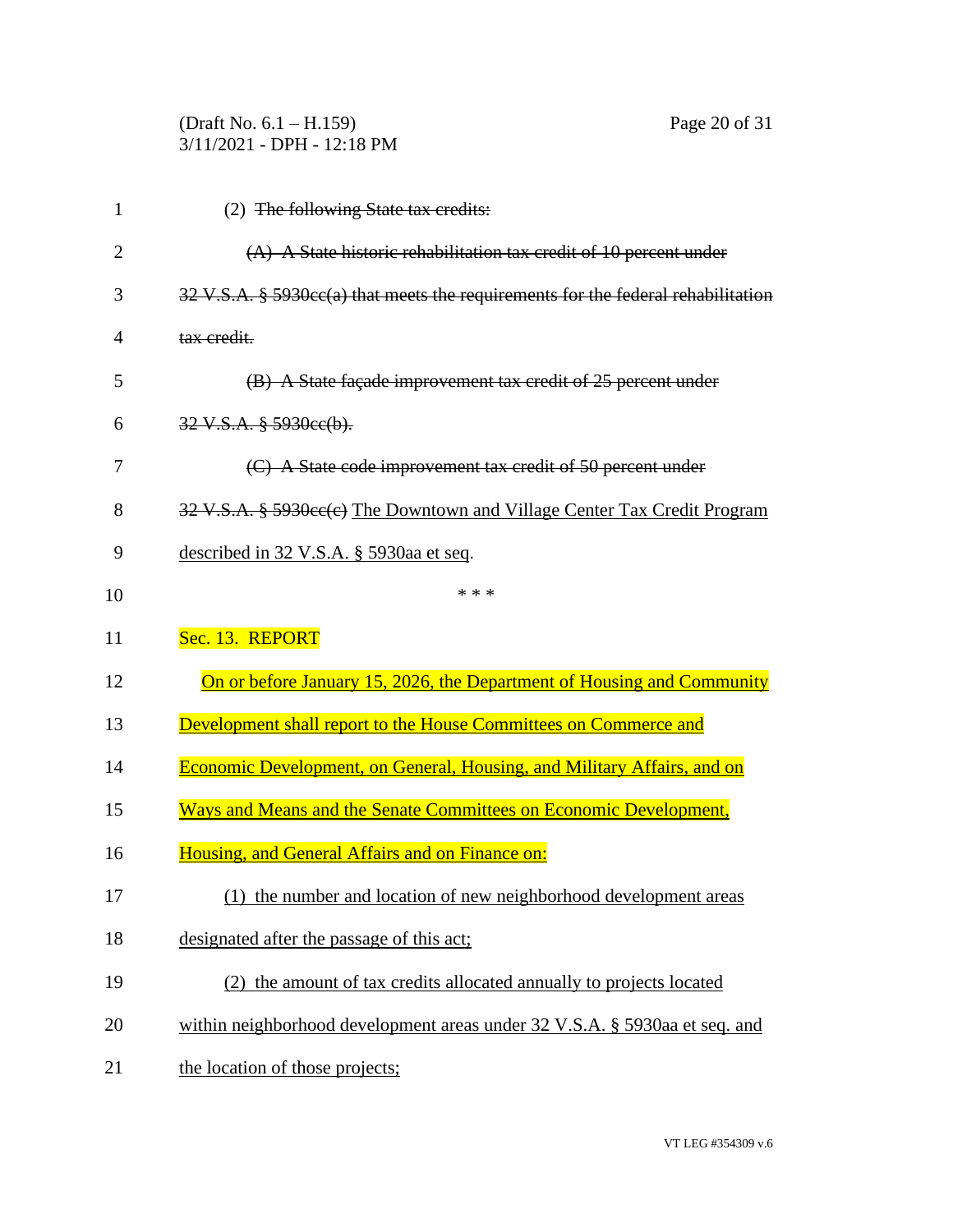(2) ~~The following State tax credits:~~

~~(A) A State historic rehabilitation tax credit of 10 percent under 32 V.S.A. § 5930cc(a) that meets the requirements for the federal rehabilitation tax credit.~~

~~(B) A State façade improvement tax credit of 25 percent under 32 V.S.A. § 5930cc(b).~~

~~(C) A State code improvement tax credit of 50 percent under 32 V.S.A. § 5930cc(c)~~ <u>The Downtown and Village Center Tax Credit Program described in 32 V.S.A. § 5930aa et seq</u>.

\* \* \*

Sec. 13. REPORT

<u>On or before January 15, 2026, the Department of Housing and Community Development shall report to the House Committees on Commerce and Economic Development, on General, Housing, and Military Affairs, and on Ways and Means and the Senate Committees on Economic Development, Housing, and General Affairs and on Finance on:</u>

<u>(1) the number and location of new neighborhood development areas designated after the passage of this act;</u>

<u>(2) the amount of tax credits allocated annually to projects located within neighborhood development areas under 32 V.S.A. § 5930aa et seq. and the location of those projects;</u>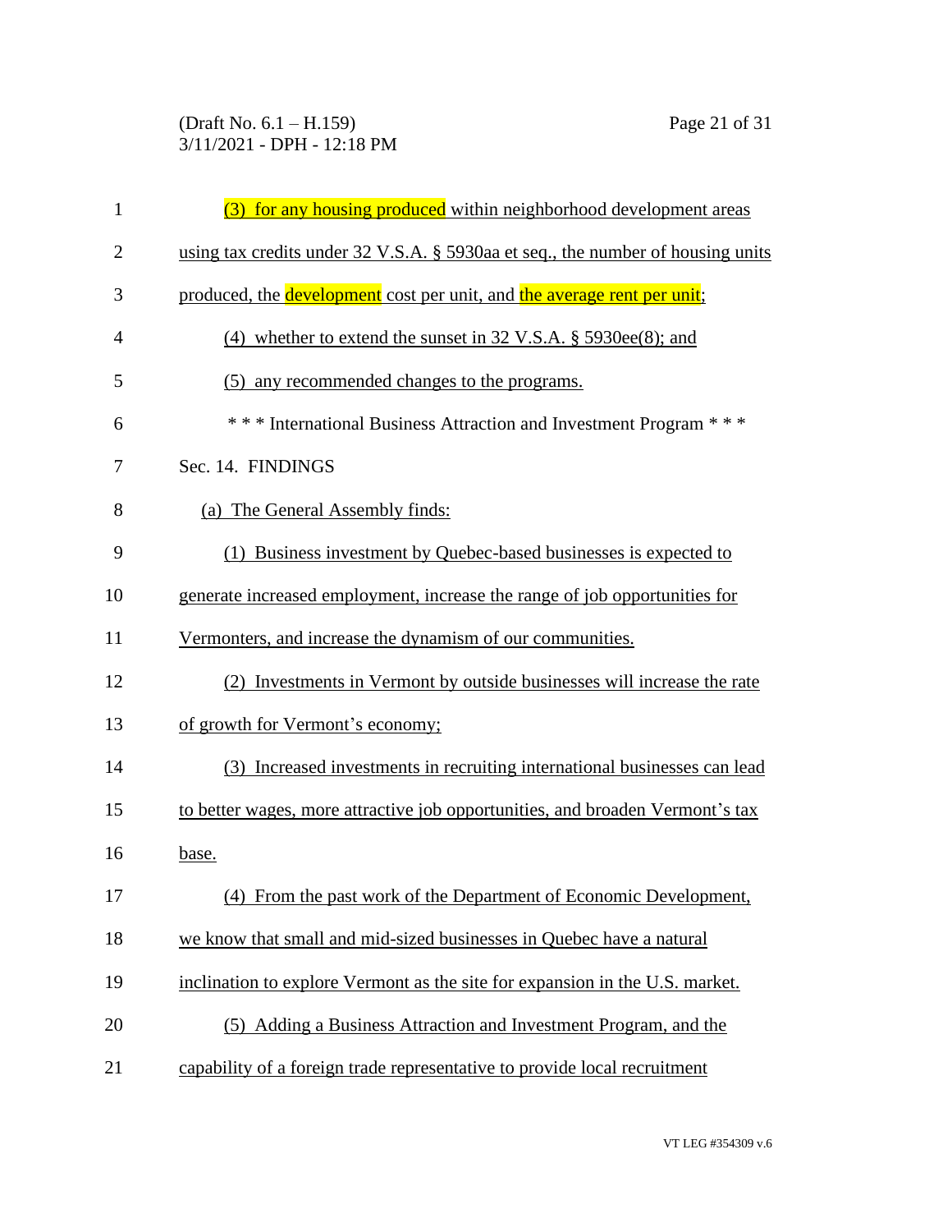(3) for any housing produced within neighborhood development areas using tax credits under 32 V.S.A. § 5930aa et seq., the number of housing units produced, the development cost per unit, and the average rent per unit;

(4) whether to extend the sunset in 32 V.S.A. § 5930ee(8); and

(5) any recommended changes to the programs.

\* \* \* International Business Attraction and Investment Program \* \* \*

Sec. 14. FINDINGS

(a) The General Assembly finds:

(1) Business investment by Quebec-based businesses is expected to generate increased employment, increase the range of job opportunities for Vermonters, and increase the dynamism of our communities.

(2) Investments in Vermont by outside businesses will increase the rate of growth for Vermont's economy;

(3) Increased investments in recruiting international businesses can lead to better wages, more attractive job opportunities, and broaden Vermont's tax base.

(4) From the past work of the Department of Economic Development, we know that small and mid-sized businesses in Quebec have a natural inclination to explore Vermont as the site for expansion in the U.S. market.

(5) Adding a Business Attraction and Investment Program, and the capability of a foreign trade representative to provide local recruitment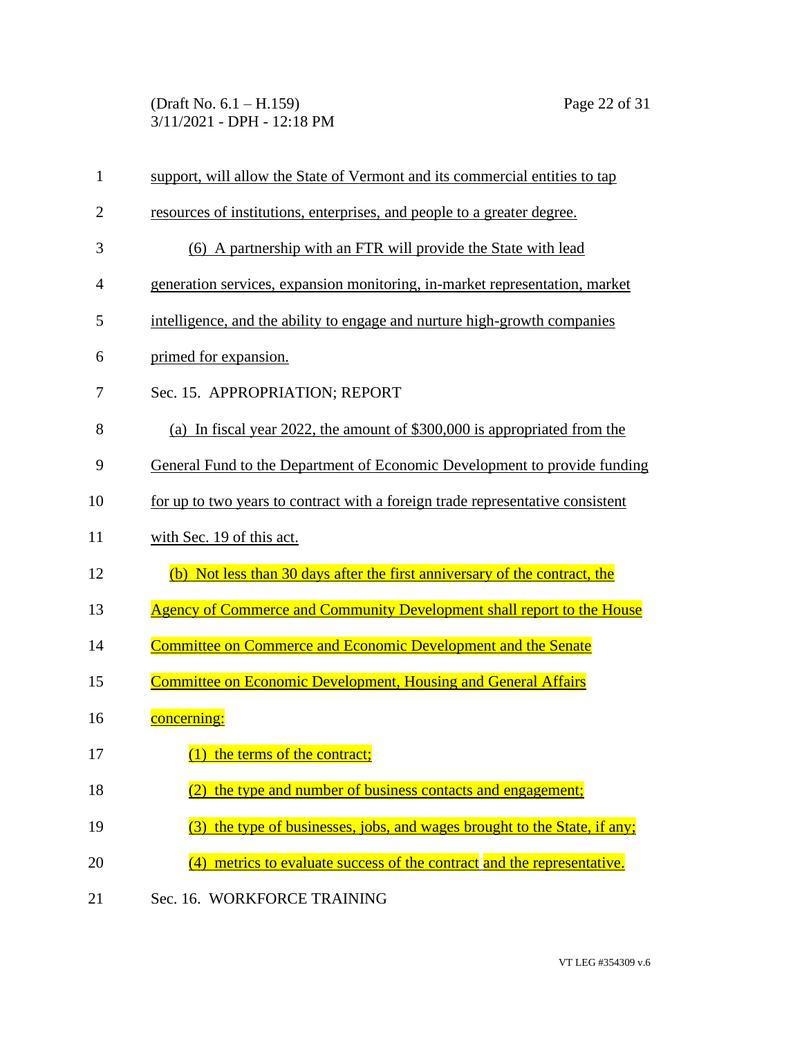support, will allow the State of Vermont and its commercial entities to tap resources of institutions, enterprises, and people to a greater degree.

(6) A partnership with an FTR will provide the State with lead generation services, expansion monitoring, in-market representation, market intelligence, and the ability to engage and nurture high-growth companies primed for expansion.

Sec. 15. APPROPRIATION; REPORT

(a) In fiscal year 2022, the amount of $300,000 is appropriated from the General Fund to the Department of Economic Development to provide funding for up to two years to contract with a foreign trade representative consistent with Sec. 19 of this act.

(b) Not less than 30 days after the first anniversary of the contract, the Agency of Commerce and Community Development shall report to the House Committee on Commerce and Economic Development and the Senate Committee on Economic Development, Housing and General Affairs concerning:

(1) the terms of the contract;

(2) the type and number of business contacts and engagement;

(3) the type of businesses, jobs, and wages brought to the State, if any;

(4) metrics to evaluate success of the contract and the representative.

Sec. 16. WORKFORCE TRAINING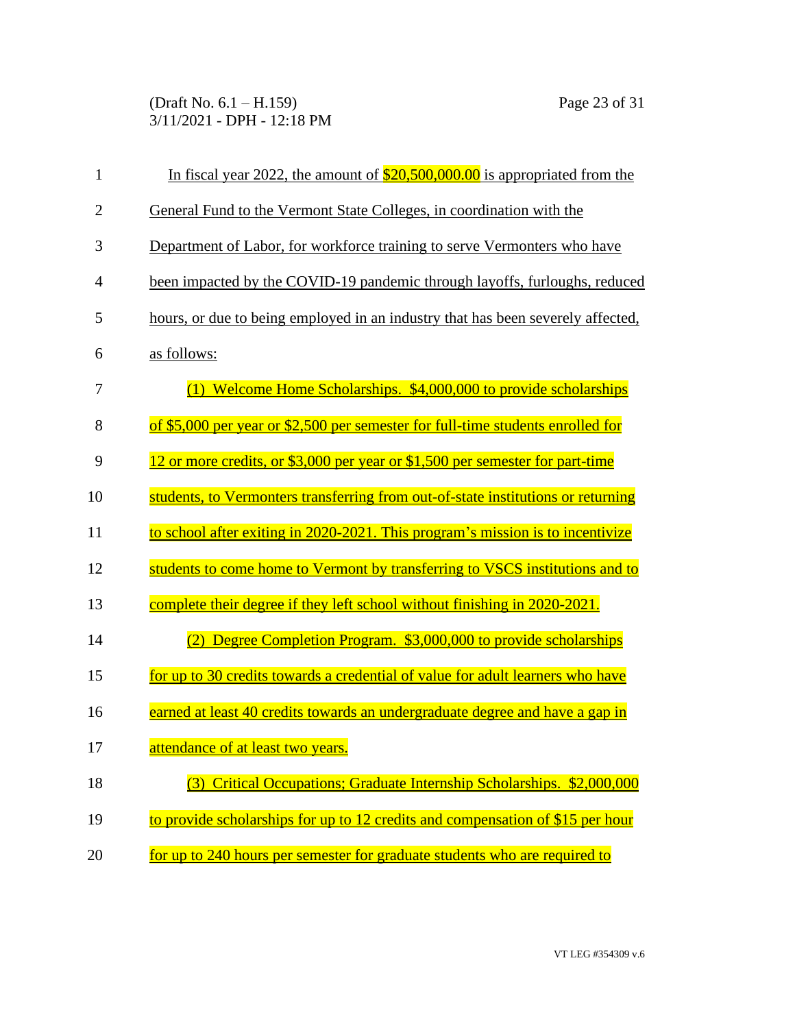In fiscal year 2022, the amount of $20,500,000.00 is appropriated from the General Fund to the Vermont State Colleges, in coordination with the Department of Labor, for workforce training to serve Vermonters who have been impacted by the COVID-19 pandemic through layoffs, furloughs, reduced hours, or due to being employed in an industry that has been severely affected, as follows:

(1) Welcome Home Scholarships. $4,000,000 to provide scholarships of $5,000 per year or $2,500 per semester for full-time students enrolled for 12 or more credits, or $3,000 per year or $1,500 per semester for part-time students, to Vermonters transferring from out-of-state institutions or returning to school after exiting in 2020-2021. This program's mission is to incentivize students to come home to Vermont by transferring to VSCS institutions and to complete their degree if they left school without finishing in 2020-2021.

(2) Degree Completion Program. $3,000,000 to provide scholarships for up to 30 credits towards a credential of value for adult learners who have earned at least 40 credits towards an undergraduate degree and have a gap in attendance of at least two years.

(3) Critical Occupations; Graduate Internship Scholarships. $2,000,000 to provide scholarships for up to 12 credits and compensation of $15 per hour for up to 240 hours per semester for graduate students who are required to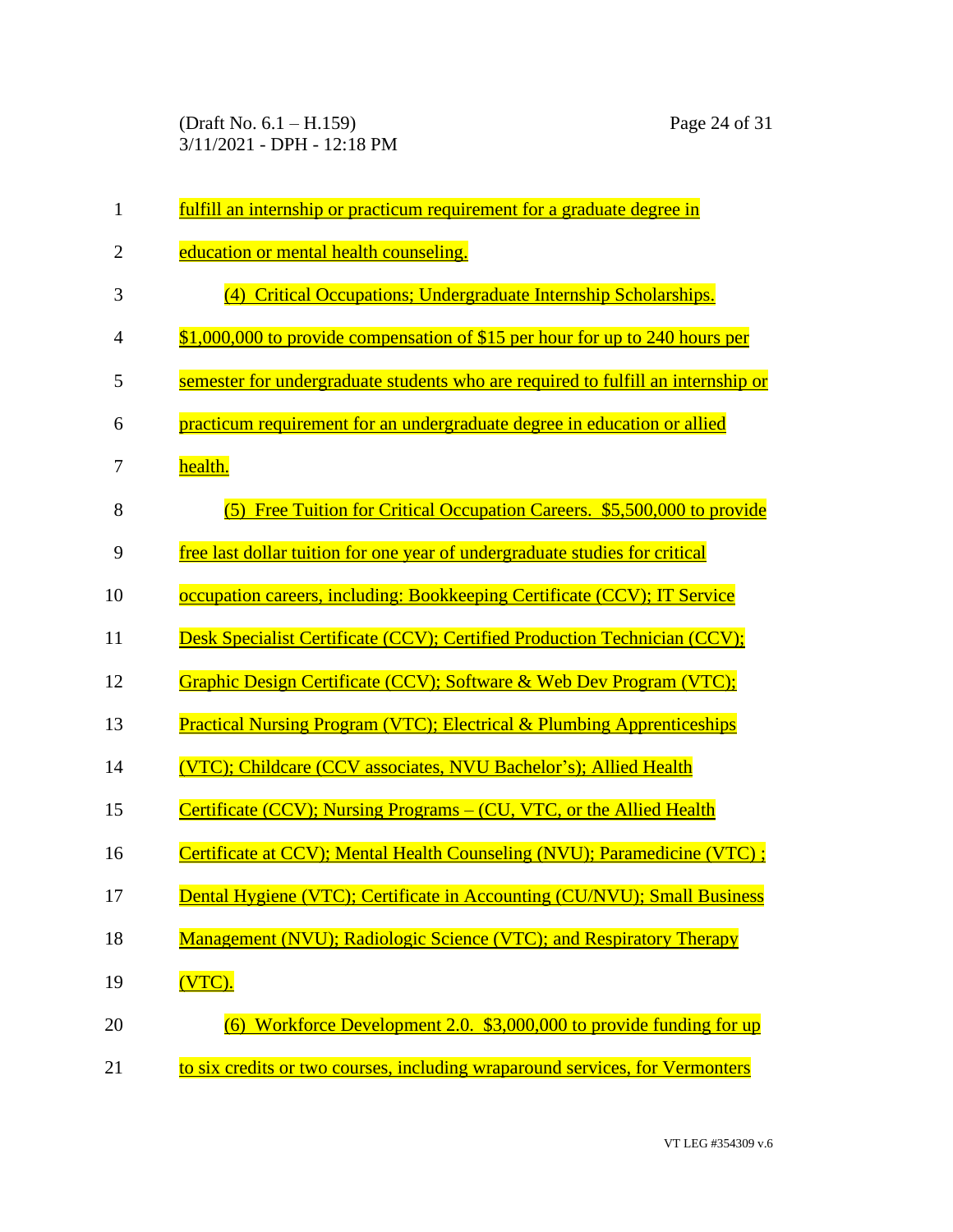fulfill an internship or practicum requirement for a graduate degree in education or mental health counseling.

(4) Critical Occupations; Undergraduate Internship Scholarships. $1,000,000 to provide compensation of $15 per hour for up to 240 hours per semester for undergraduate students who are required to fulfill an internship or practicum requirement for an undergraduate degree in education or allied health.

(5) Free Tuition for Critical Occupation Careers. $5,500,000 to provide free last dollar tuition for one year of undergraduate studies for critical occupation careers, including: Bookkeeping Certificate (CCV); IT Service Desk Specialist Certificate (CCV); Certified Production Technician (CCV); Graphic Design Certificate (CCV); Software & Web Dev Program (VTC); Practical Nursing Program (VTC); Electrical & Plumbing Apprenticeships (VTC); Childcare (CCV associates, NVU Bachelor's); Allied Health Certificate (CCV); Nursing Programs – (CU, VTC, or the Allied Health Certificate at CCV); Mental Health Counseling (NVU); Paramedicine (VTC) ; Dental Hygiene (VTC); Certificate in Accounting (CU/NVU); Small Business Management (NVU); Radiologic Science (VTC); and Respiratory Therapy (VTC).

(6) Workforce Development 2.0. $3,000,000 to provide funding for up to six credits or two courses, including wraparound services, for Vermonters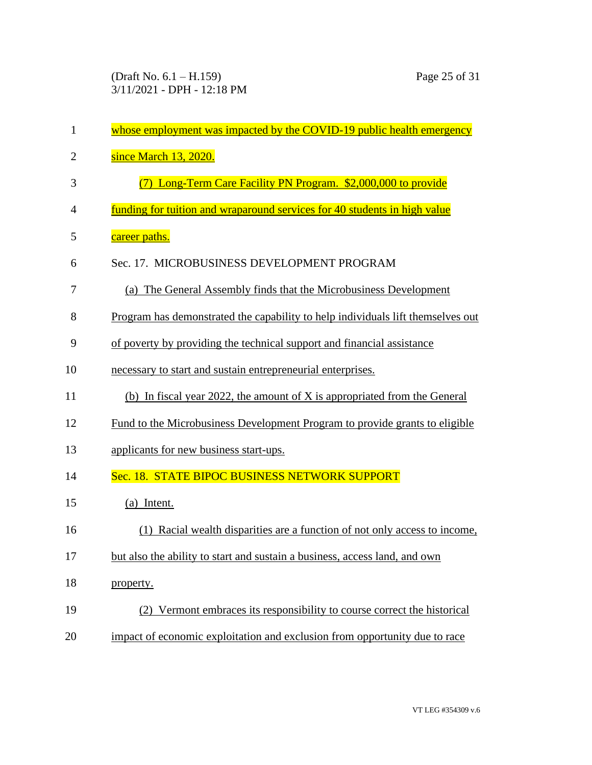whose employment was impacted by the COVID-19 public health emergency since March 13, 2020.

(7) Long-Term Care Facility PN Program. $2,000,000 to provide funding for tuition and wraparound services for 40 students in high value career paths.

Sec. 17. MICROBUSINESS DEVELOPMENT PROGRAM

(a) The General Assembly finds that the Microbusiness Development Program has demonstrated the capability to help individuals lift themselves out of poverty by providing the technical support and financial assistance necessary to start and sustain entrepreneurial enterprises.

(b) In fiscal year 2022, the amount of X is appropriated from the General Fund to the Microbusiness Development Program to provide grants to eligible applicants for new business start-ups.

Sec. 18. STATE BIPOC BUSINESS NETWORK SUPPORT

(a) Intent.

(1) Racial wealth disparities are a function of not only access to income, but also the ability to start and sustain a business, access land, and own property.

(2) Vermont embraces its responsibility to course correct the historical impact of economic exploitation and exclusion from opportunity due to race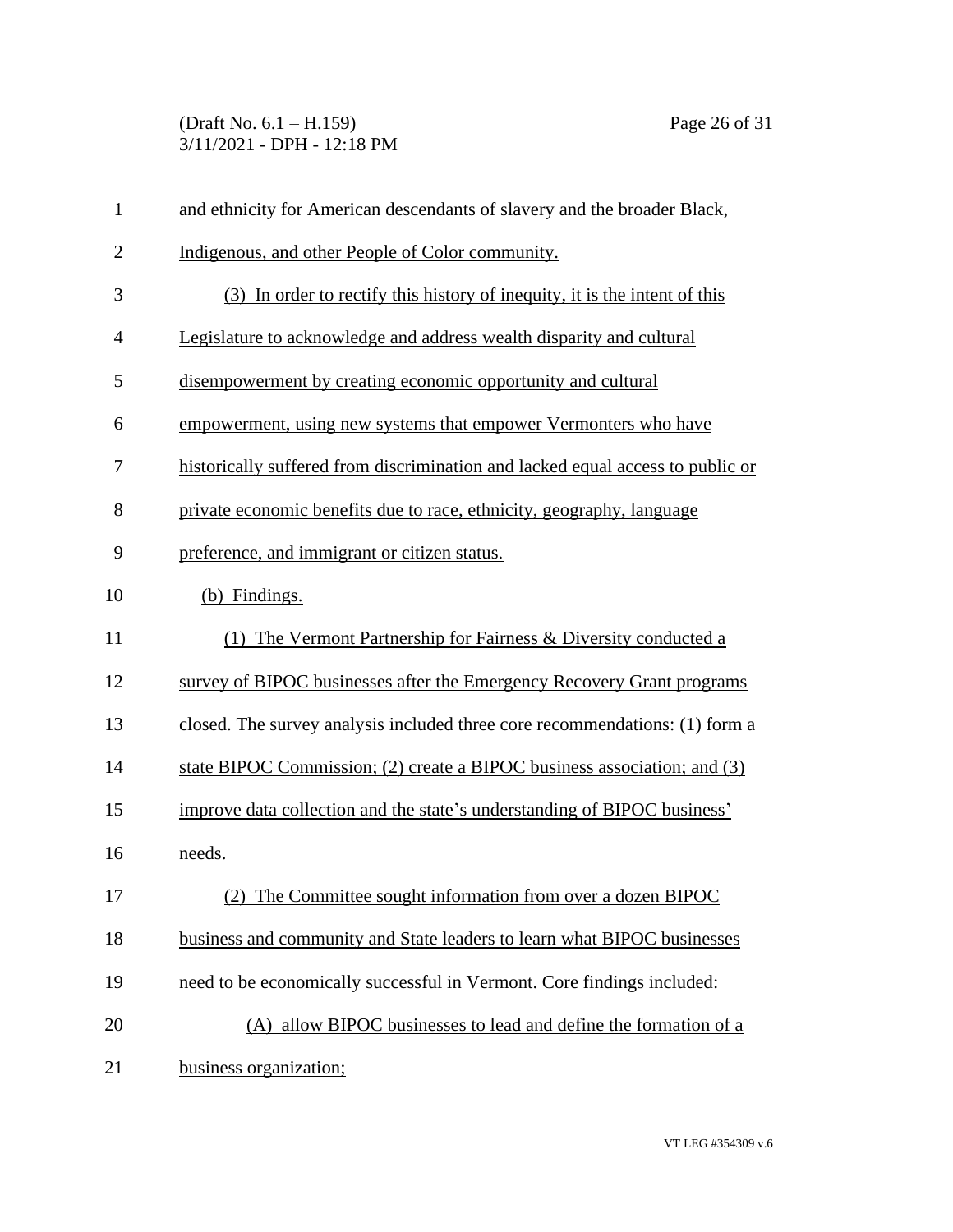and ethnicity for American descendants of slavery and the broader Black, Indigenous, and other People of Color community.

(3) In order to rectify this history of inequity, it is the intent of this Legislature to acknowledge and address wealth disparity and cultural disempowerment by creating economic opportunity and cultural empowerment, using new systems that empower Vermonters who have historically suffered from discrimination and lacked equal access to public or private economic benefits due to race, ethnicity, geography, language preference, and immigrant or citizen status.

(b) Findings.

(1) The Vermont Partnership for Fairness & Diversity conducted a survey of BIPOC businesses after the Emergency Recovery Grant programs closed. The survey analysis included three core recommendations: (1) form a state BIPOC Commission; (2) create a BIPOC business association; and (3) improve data collection and the state's understanding of BIPOC business' needs.

(2) The Committee sought information from over a dozen BIPOC business and community and State leaders to learn what BIPOC businesses need to be economically successful in Vermont. Core findings included:

(A) allow BIPOC businesses to lead and define the formation of a business organization;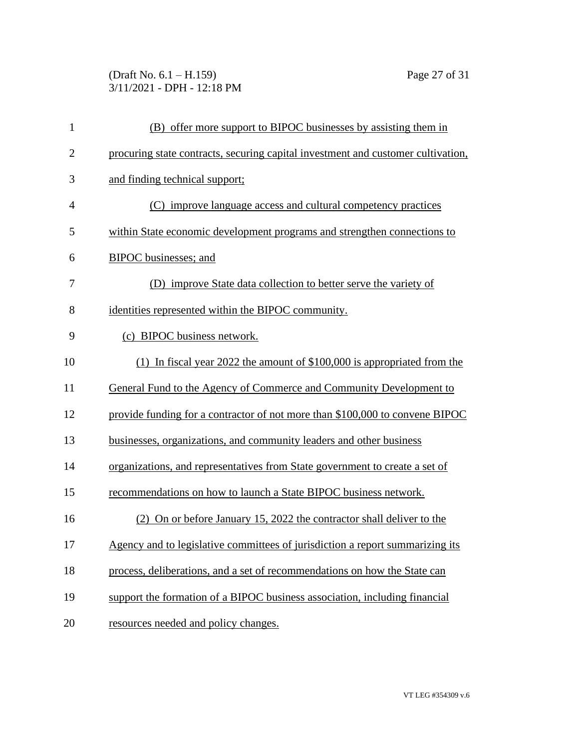(B) offer more support to BIPOC businesses by assisting them in procuring state contracts, securing capital investment and customer cultivation, and finding technical support;

(C) improve language access and cultural competency practices within State economic development programs and strengthen connections to BIPOC businesses; and

(D) improve State data collection to better serve the variety of identities represented within the BIPOC community.

(c) BIPOC business network.

(1) In fiscal year 2022 the amount of $100,000 is appropriated from the General Fund to the Agency of Commerce and Community Development to provide funding for a contractor of not more than $100,000 to convene BIPOC businesses, organizations, and community leaders and other business organizations, and representatives from State government to create a set of recommendations on how to launch a State BIPOC business network.

(2) On or before January 15, 2022 the contractor shall deliver to the Agency and to legislative committees of jurisdiction a report summarizing its process, deliberations, and a set of recommendations on how the State can support the formation of a BIPOC business association, including financial resources needed and policy changes.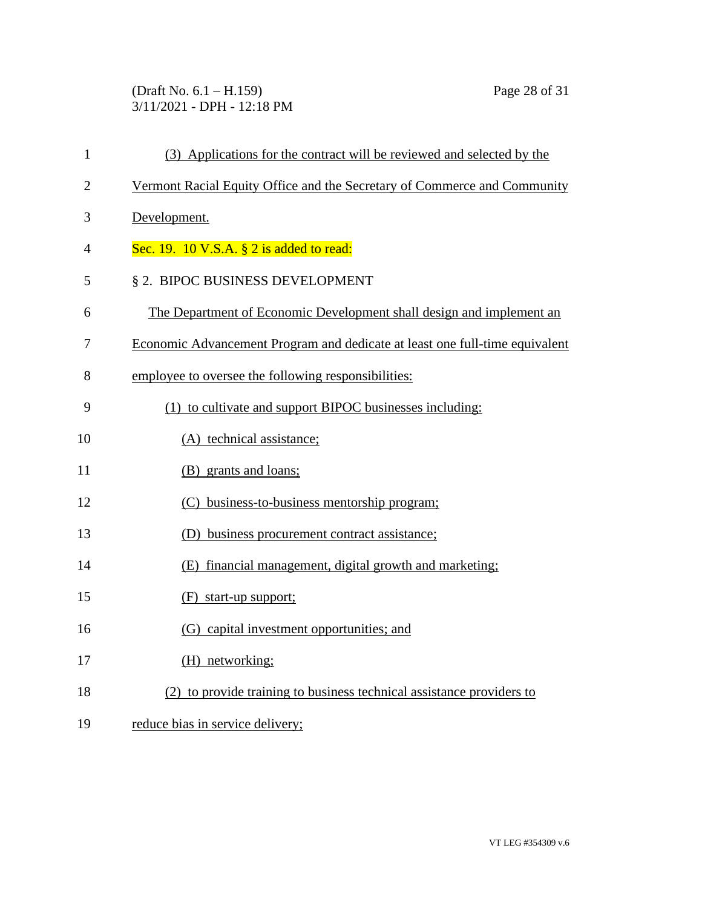(3) Applications for the contract will be reviewed and selected by the Vermont Racial Equity Office and the Secretary of Commerce and Community Development.

Sec. 19. 10 V.S.A. § 2 is added to read:

§ 2. BIPOC BUSINESS DEVELOPMENT

The Department of Economic Development shall design and implement an Economic Advancement Program and dedicate at least one full-time equivalent employee to oversee the following responsibilities:

(1) to cultivate and support BIPOC businesses including:

(A) technical assistance;

(B) grants and loans;

(C) business-to-business mentorship program;

(D) business procurement contract assistance;

(E) financial management, digital growth and marketing;

(F) start-up support;

(G) capital investment opportunities; and

(H) networking;

(2) to provide training to business technical assistance providers to reduce bias in service delivery;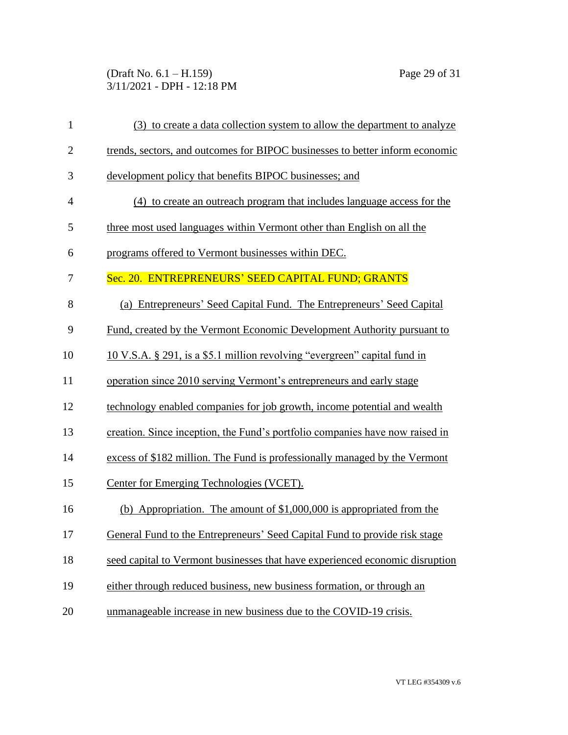(3) to create a data collection system to allow the department to analyze trends, sectors, and outcomes for BIPOC businesses to better inform economic development policy that benefits BIPOC businesses; and

(4) to create an outreach program that includes language access for the three most used languages within Vermont other than English on all the programs offered to Vermont businesses within DEC.

Sec. 20. ENTREPRENEURS' SEED CAPITAL FUND; GRANTS

(a) Entrepreneurs' Seed Capital Fund. The Entrepreneurs' Seed Capital Fund, created by the Vermont Economic Development Authority pursuant to 10 V.S.A. § 291, is a $5.1 million revolving "evergreen" capital fund in operation since 2010 serving Vermont's entrepreneurs and early stage technology enabled companies for job growth, income potential and wealth creation. Since inception, the Fund's portfolio companies have now raised in excess of $182 million. The Fund is professionally managed by the Vermont Center for Emerging Technologies (VCET).

(b) Appropriation. The amount of $1,000,000 is appropriated from the General Fund to the Entrepreneurs' Seed Capital Fund to provide risk stage seed capital to Vermont businesses that have experienced economic disruption either through reduced business, new business formation, or through an unmanageable increase in new business due to the COVID-19 crisis.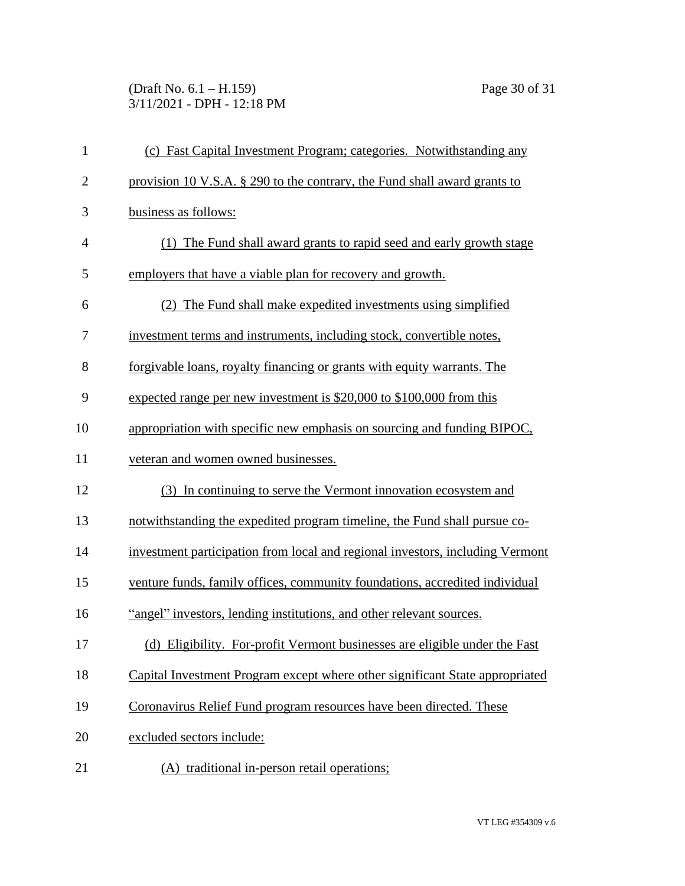(c) Fast Capital Investment Program; categories. Notwithstanding any provision 10 V.S.A. § 290 to the contrary, the Fund shall award grants to business as follows:

(1) The Fund shall award grants to rapid seed and early growth stage employers that have a viable plan for recovery and growth.

(2) The Fund shall make expedited investments using simplified investment terms and instruments, including stock, convertible notes, forgivable loans, royalty financing or grants with equity warrants. The expected range per new investment is $20,000 to $100,000 from this appropriation with specific new emphasis on sourcing and funding BIPOC, veteran and women owned businesses.

(3) In continuing to serve the Vermont innovation ecosystem and notwithstanding the expedited program timeline, the Fund shall pursue co-investment participation from local and regional investors, including Vermont venture funds, family offices, community foundations, accredited individual "angel" investors, lending institutions, and other relevant sources.

(d) Eligibility. For-profit Vermont businesses are eligible under the Fast Capital Investment Program except where other significant State appropriated Coronavirus Relief Fund program resources have been directed. These excluded sectors include:

(A) traditional in-person retail operations;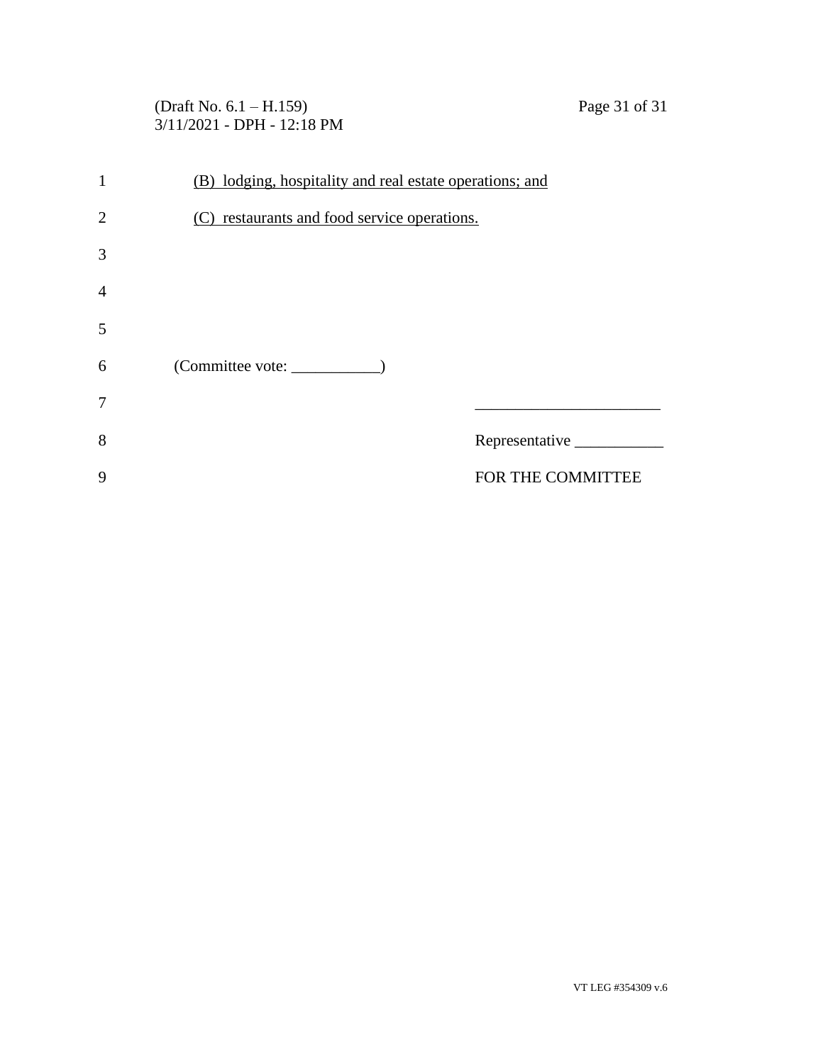(B) lodging, hospitality and real estate operations; and

(C) restaurants and food service operations.

(Committee vote: ___________)

_______________________

Representative ___________

FOR THE COMMITTEE